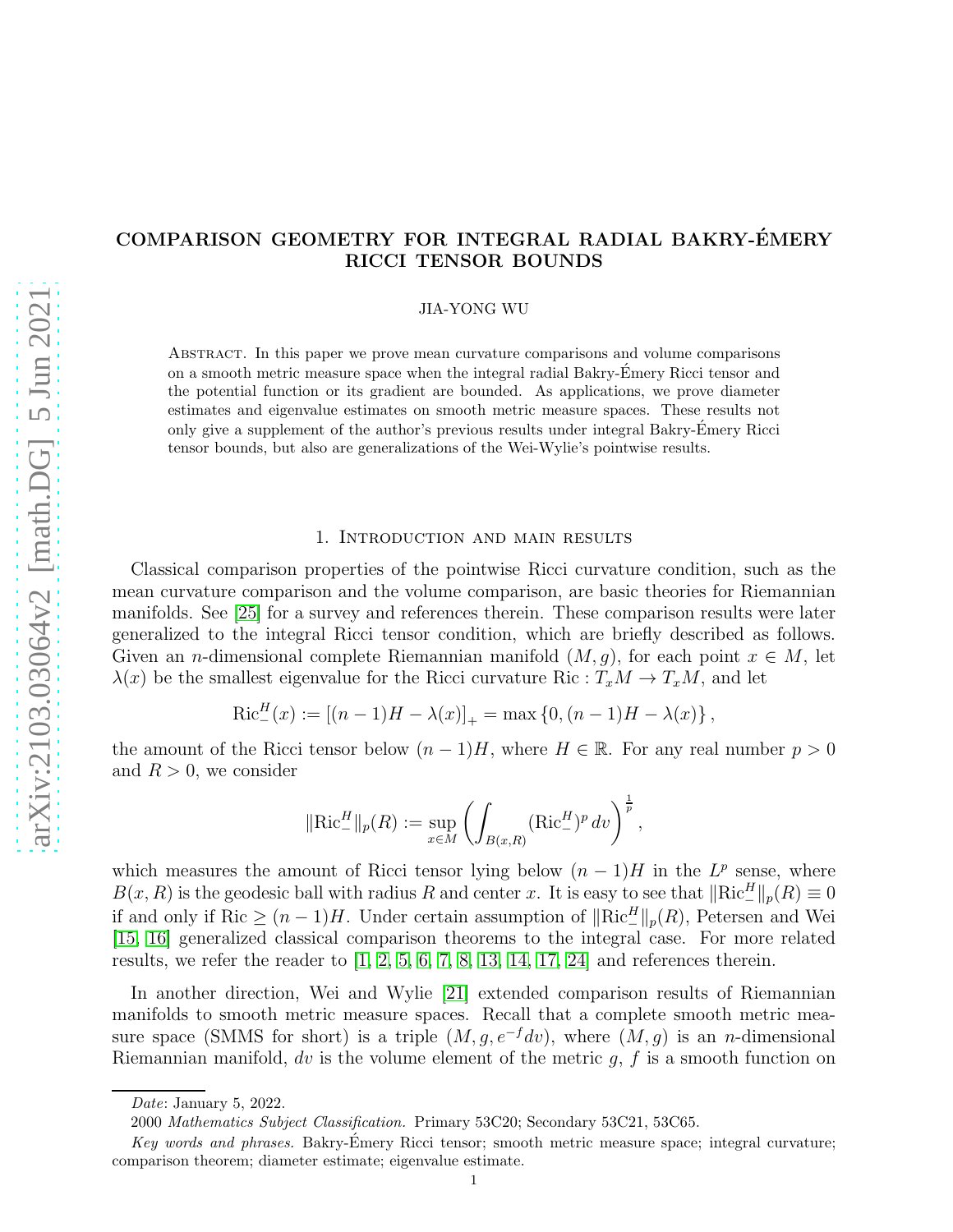# COMPARISON GEOMETRY FOR INTEGRAL RADIAL BAKRY-ÉMERY RICCI TENSOR BOUNDS

JIA-YONG WU

Abstract. In this paper we prove mean curvature comparisons and volume comparisons on a smooth metric measure space when the integral radial Bakry-Émery Ricci tensor and the potential function or its gradient are bounded. As applications, we prove diameter estimates and eigenvalue estimates on smooth metric measure spaces. These results not only give a supplement of the author's previous results under integral Bakry-Émery Ricci tensor bounds, but also are generalizations of the Wei-Wylie's pointwise results.

## 1. Introduction and main results

Classical comparison properties of the pointwise Ricci curvature condition, such as the mean curvature comparison and the volume comparison, are basic theories for Riemannian manifolds. See [25] for a survey and references therein. These comparison results were later generalized to the integral Ricci tensor condition, which are briefly described as follows. Given an $n$-dimensional complete Riemannian manifold $(M, g)$, for each point $x \in M$, let $\lambda(x)$ be the smallest eigenvalue for the Ricci curvature $\mathrm{Ric} : T_xM \to T_xM$, and let

$$\mathrm{Ric}^H_-(x) := [(n-1)H - \lambda(x)]_+ = \max\{0, (n-1)H - \lambda(x)\},$$

the amount of the Ricci tensor below $(n-1)H$, where $H \in \mathbb{R}$. For any real number $p > 0$ and $R > 0$, we consider

$$\|\mathrm{Ric}^H_-\|_p(R) := \sup_{x\in M}\left(\int_{B(x,R)} (\mathrm{Ric}^H_-)^p \, dv\right)^{\frac{1}{p}},$$

which measures the amount of Ricci tensor lying below $(n-1)H$ in the $L^p$ sense, where $B(x, R)$ is the geodesic ball with radius $R$ and center $x$. It is easy to see that $\|\mathrm{Ric}^H_-\|_p(R) \equiv 0$ if and only if $\mathrm{Ric} \geq (n-1)H$. Under certain assumption of $\|\mathrm{Ric}^H_-\|_p(R)$, Petersen and Wei [15, 16] generalized classical comparison theorems to the integral case. For more related results, we refer the reader to [1, 2, 5, 6, 7, 8, 13, 14, 17, 24] and references therein.

In another direction, Wei and Wylie [21] extended comparison results of Riemannian manifolds to smooth metric measure spaces. Recall that a complete smooth metric measure space (SMMS for short) is a triple $(M, g, e^{-f}dv)$, where $(M, g)$ is an $n$-dimensional Riemannian manifold, $dv$ is the volume element of the metric $g$, $f$ is a smooth function on

Date: January 5, 2022.

2000 *Mathematics Subject Classification.* Primary 53C20; Secondary 53C21, 53C65.

*Key words and phrases.* Bakry-Émery Ricci tensor; smooth metric measure space; integral curvature; comparison theorem; diameter estimate; eigenvalue estimate.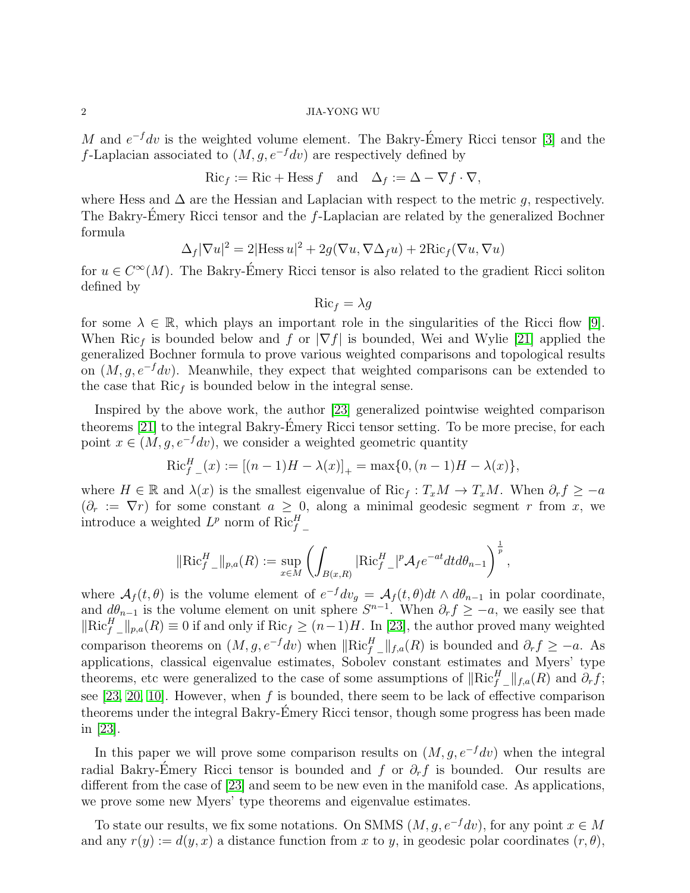$M$ and $e^{-f}dv$ is the weighted volume element. The Bakry-Émery Ricci tensor [3] and the $f$-Laplacian associated to $(M, g, e^{-f}dv)$ are respectively defined by

$$\mathrm{Ric}_f := \mathrm{Ric} + \mathrm{Hess}\, f \quad \text{and} \quad \Delta_f := \Delta - \nabla f \cdot \nabla,$$

where Hess and $\Delta$ are the Hessian and Laplacian with respect to the metric $g$, respectively. The Bakry-Émery Ricci tensor and the $f$-Laplacian are related by the generalized Bochner formula

$$\Delta_f |\nabla u|^2 = 2|\mathrm{Hess}\, u|^2 + 2g(\nabla u, \nabla \Delta_f u) + 2\mathrm{Ric}_f(\nabla u, \nabla u)$$

for $u \in C^\infty(M)$. The Bakry-Émery Ricci tensor is also related to the gradient Ricci soliton defined by

$$\mathrm{Ric}_f = \lambda g$$

for some $\lambda \in \mathbb{R}$, which plays an important role in the singularities of the Ricci flow [9]. When $\mathrm{Ric}_f$ is bounded below and $f$ or $|\nabla f|$ is bounded, Wei and Wylie [21] applied the generalized Bochner formula to prove various weighted comparisons and topological results on $(M, g, e^{-f}dv)$. Meanwhile, they expect that weighted comparisons can be extended to the case that $\mathrm{Ric}_f$ is bounded below in the integral sense.

Inspired by the above work, the author [23] generalized pointwise weighted comparison theorems [21] to the integral Bakry-Émery Ricci tensor setting. To be more precise, for each point $x \in (M, g, e^{-f}dv)$, we consider a weighted geometric quantity

$$\mathrm{Ric}^H_{f\,\_}(x) := [(n-1)H - \lambda(x)]_+ = \max\{0, (n-1)H - \lambda(x)\},$$

where $H \in \mathbb{R}$ and $\lambda(x)$ is the smallest eigenvalue of $\mathrm{Ric}_f : T_xM \to T_xM$. When $\partial_r f \geq -a$ ($\partial_r := \nabla r$) for some constant $a \geq 0$, along a minimal geodesic segment $r$ from $x$, we introduce a weighted $L^p$ norm of $\mathrm{Ric}^H_{f\,\_}$

$$\|\mathrm{Ric}^H_{f\,\_}\|_{p,a}(R) := \sup_{x\in M} \left( \int_{B(x,R)} |\mathrm{Ric}^H_{f\,\_}|^p \mathcal{A}_f e^{-at} dt d\theta_{n-1} \right)^{\frac{1}{p}},$$

where $\mathcal{A}_f(t, \theta)$ is the volume element of $e^{-f}dv_g = \mathcal{A}_f(t, \theta)dt \wedge d\theta_{n-1}$ in polar coordinate, and $d\theta_{n-1}$ is the volume element on unit sphere $S^{n-1}$. When $\partial_r f \geq -a$, we easily see that $\|\mathrm{Ric}^H_{f\,\_}\|_{p,a}(R) \equiv 0$ if and only if $\mathrm{Ric}_f \geq (n-1)H$. In [23], the author proved many weighted comparison theorems on $(M, g, e^{-f}dv)$ when $\|\mathrm{Ric}^H_{f\,\_}\|_{f,a}(R)$ is bounded and $\partial_r f \geq -a$. As applications, classical eigenvalue estimates, Sobolev constant estimates and Myers' type theorems, etc were generalized to the case of some assumptions of $\|\mathrm{Ric}^H_{f\,\_}\|_{f,a}(R)$ and $\partial_r f$; see [23, 20, 10]. However, when $f$ is bounded, there seem to be lack of effective comparison theorems under the integral Bakry-Émery Ricci tensor, though some progress has been made in [23].

In this paper we will prove some comparison results on $(M, g, e^{-f}dv)$ when the integral radial Bakry-Émery Ricci tensor is bounded and $f$ or $\partial_r f$ is bounded. Our results are different from the case of [23] and seem to be new even in the manifold case. As applications, we prove some new Myers' type theorems and eigenvalue estimates.

To state our results, we fix some notations. On SMMS $(M, g, e^{-f}dv)$, for any point $x \in M$ and any $r(y) := d(y, x)$ a distance function from $x$ to $y$, in geodesic polar coordinates $(r, \theta)$,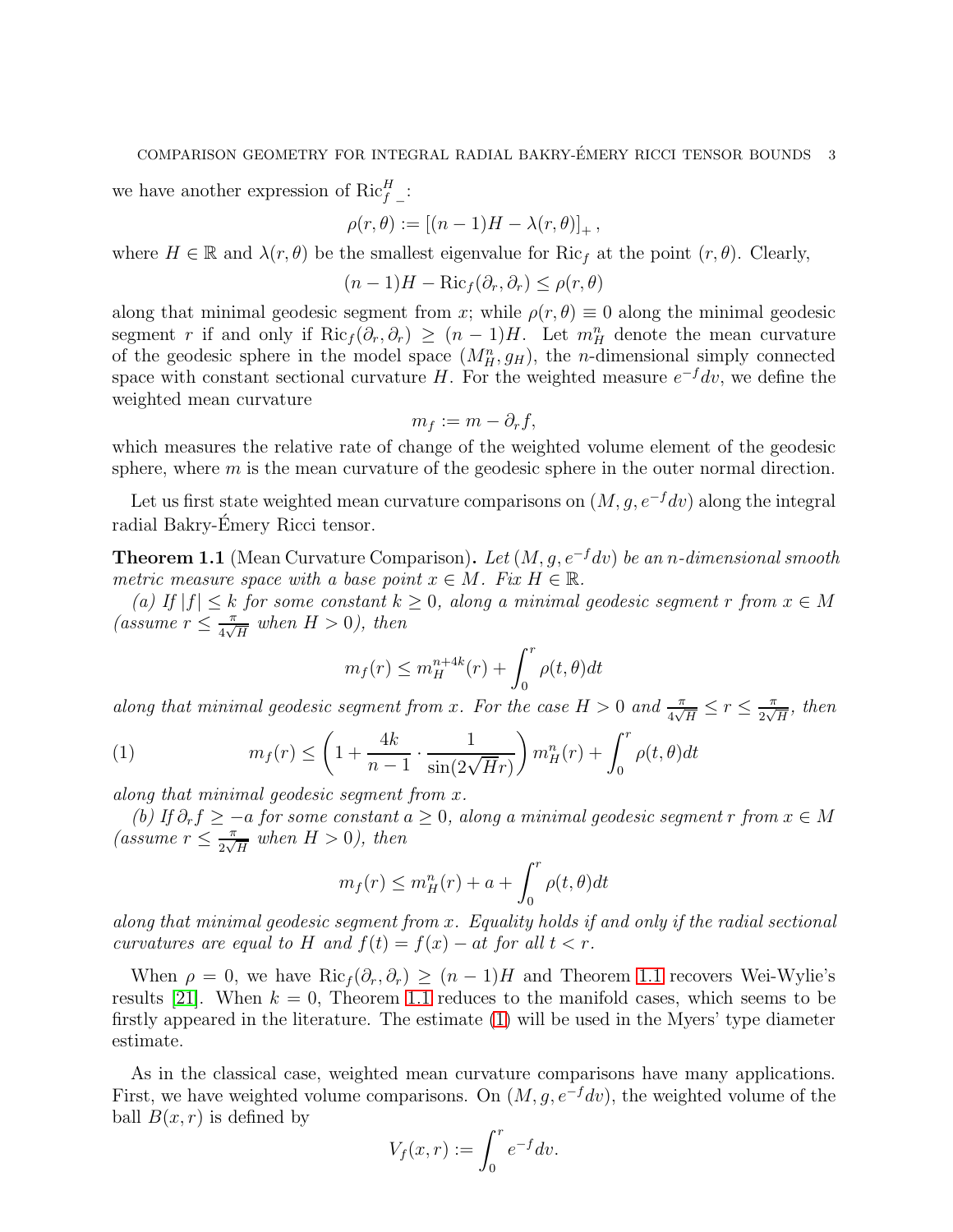we have another expression of $\mathrm{Ric}^H_{f\,-}$:

$$\rho(r,\theta) := \left[(n-1)H - \lambda(r,\theta)\right]_+,$$

where $H \in \mathbb{R}$ and $\lambda(r,\theta)$ be the smallest eigenvalue for $\mathrm{Ric}_f$ at the point $(r,\theta)$. Clearly,

$$(n-1)H - \mathrm{Ric}_f(\partial_r, \partial_r) \le \rho(r,\theta)$$

along that minimal geodesic segment from $x$; while $\rho(r,\theta) \equiv 0$ along the minimal geodesic segment $r$ if and only if $\mathrm{Ric}_f(\partial_r,\partial_r) \ge (n-1)H$. Let $m^n_H$ denote the mean curvature of the geodesic sphere in the model space $(M^n_H, g_H)$, the $n$-dimensional simply connected space with constant sectional curvature $H$. For the weighted measure $e^{-f}dv$, we define the weighted mean curvature

$$m_f := m - \partial_r f,$$

which measures the relative rate of change of the weighted volume element of the geodesic sphere, where $m$ is the mean curvature of the geodesic sphere in the outer normal direction.

Let us first state weighted mean curvature comparisons on $(M, g, e^{-f}dv)$ along the integral radial Bakry-Émery Ricci tensor.

**Theorem 1.1** (Mean Curvature Comparison)**.** *Let $(M, g, e^{-f}dv)$ be an $n$-dimensional smooth metric measure space with a base point $x \in M$. Fix $H \in \mathbb{R}$.*

*(a) If $|f| \le k$ for some constant $k \ge 0$, along a minimal geodesic segment $r$ from $x \in M$ (assume $r \le \frac{\pi}{4\sqrt{H}}$ when $H > 0$), then*

$$m_f(r) \le m^{n+4k}_H(r) + \int_0^r \rho(t,\theta)dt$$

*along that minimal geodesic segment from $x$. For the case $H > 0$ and $\frac{\pi}{4\sqrt{H}} \le r \le \frac{\pi}{2\sqrt{H}}$, then*

$$m_f(r) \le \left(1 + \frac{4k}{n-1} \cdot \frac{1}{\sin(2\sqrt{H}r)}\right) m^n_H(r) + \int_0^r \rho(t,\theta)dt \tag{1}$$

*along that minimal geodesic segment from $x$.*

*(b) If $\partial_r f \ge -a$ for some constant $a \ge 0$, along a minimal geodesic segment $r$ from $x \in M$ (assume $r \le \frac{\pi}{2\sqrt{H}}$ when $H > 0$), then*

$$m_f(r) \le m^n_H(r) + a + \int_0^r \rho(t,\theta)dt$$

*along that minimal geodesic segment from $x$. Equality holds if and only if the radial sectional curvatures are equal to $H$ and $f(t) = f(x) - at$ for all $t < r$.*

When $\rho = 0$, we have $\mathrm{Ric}_f(\partial_r,\partial_r) \ge (n-1)H$ and Theorem 1.1 recovers Wei-Wylie's results [21]. When $k = 0$, Theorem 1.1 reduces to the manifold cases, which seems to be firstly appeared in the literature. The estimate (1) will be used in the Myers' type diameter estimate.

As in the classical case, weighted mean curvature comparisons have many applications. First, we have weighted volume comparisons. On $(M, g, e^{-f}dv)$, the weighted volume of the ball $B(x,r)$ is defined by

$$V_f(x,r) := \int_0^r e^{-f}dv.$$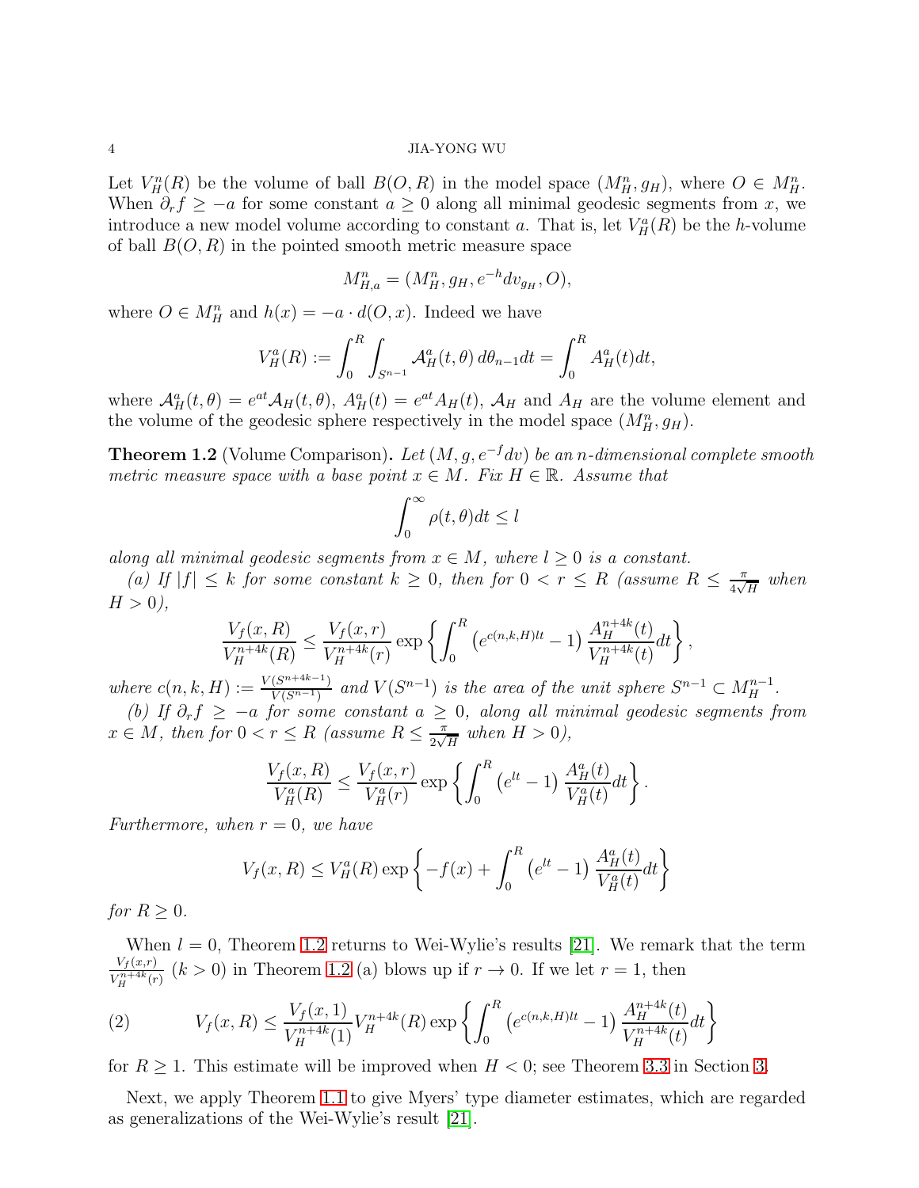Let $V^n_H(R)$ be the volume of ball $B(O,R)$ in the model space $(M^n_H, g_H)$, where $O \in M^n_H$. When $\partial_r f \geq -a$ for some constant $a \geq 0$ along all minimal geodesic segments from $x$, we introduce a new model volume according to constant $a$. That is, let $V^a_H(R)$ be the $h$-volume of ball $B(O,R)$ in the pointed smooth metric measure space

$$M^n_{H,a} = (M^n_H, g_H, e^{-h} dv_{g_H}, O),$$

where $O \in M^n_H$ and $h(x) = -a \cdot d(O,x)$. Indeed we have

$$V^a_H(R) := \int_0^R \int_{S^{n-1}} \mathcal{A}^a_H(t,\theta)\, d\theta_{n-1} dt = \int_0^R A^a_H(t) dt,$$

where $\mathcal{A}^a_H(t,\theta) = e^{at}\mathcal{A}_H(t,\theta)$, $A^a_H(t) = e^{at}A_H(t)$, $\mathcal{A}_H$ and $A_H$ are the volume element and the volume of the geodesic sphere respectively in the model space $(M^n_H, g_H)$.

**Theorem 1.2** (Volume Comparison)**.** *Let $(M, g, e^{-f}dv)$ be an $n$-dimensional complete smooth metric measure space with a base point $x \in M$. Fix $H \in \mathbb{R}$. Assume that*

$$\int_0^\infty \rho(t,\theta) dt \leq l$$

*along all minimal geodesic segments from $x \in M$, where $l \geq 0$ is a constant.*

*(a) If $|f| \leq k$ for some constant $k \geq 0$, then for $0 < r \leq R$ (assume $R \leq \frac{\pi}{4\sqrt{H}}$ when $H > 0$),*

$$\frac{V_f(x,R)}{V^{n+4k}_H(R)} \leq \frac{V_f(x,r)}{V^{n+4k}_H(r)} \exp\left\{\int_0^R \left(e^{c(n,k,H)lt} - 1\right) \frac{A^{n+4k}_H(t)}{V^{n+4k}_H(t)} dt\right\},$$

*where $c(n,k,H) := \frac{V(S^{n+4k-1})}{V(S^{n-1})}$ and $V(S^{n-1})$ is the area of the unit sphere $S^{n-1} \subset M^{n-1}_H$.*

*(b) If $\partial_r f \geq -a$ for some constant $a \geq 0$, along all minimal geodesic segments from $x \in M$, then for $0 < r \leq R$ (assume $R \leq \frac{\pi}{2\sqrt{H}}$ when $H > 0$),*

$$\frac{V_f(x,R)}{V^a_H(R)} \leq \frac{V_f(x,r)}{V^a_H(r)} \exp\left\{\int_0^R \left(e^{lt} - 1\right) \frac{A^a_H(t)}{V^a_H(t)} dt\right\}.$$

*Furthermore, when $r = 0$, we have*

$$V_f(x,R) \leq V^a_H(R) \exp\left\{-f(x) + \int_0^R \left(e^{lt} - 1\right) \frac{A^a_H(t)}{V^a_H(t)} dt\right\}$$

*for $R \geq 0$.*

When $l = 0$, Theorem 1.2 returns to Wei-Wylie's results [21]. We remark that the term $\frac{V_f(x,r)}{V^{n+4k}_H(r)}$ ($k > 0$) in Theorem 1.2 (a) blows up if $r \to 0$. If we let $r = 1$, then

$$V_f(x,R) \leq \frac{V_f(x,1)}{V^{n+4k}_H(1)} V^{n+4k}_H(R) \exp\left\{\int_0^R \left(e^{c(n,k,H)lt} - 1\right) \frac{A^{n+4k}_H(t)}{V^{n+4k}_H(t)} dt\right\} \tag{2}$$

for $R \geq 1$. This estimate will be improved when $H < 0$; see Theorem 3.3 in Section 3.

Next, we apply Theorem 1.1 to give Myers' type diameter estimates, which are regarded as generalizations of the Wei-Wylie's result [21].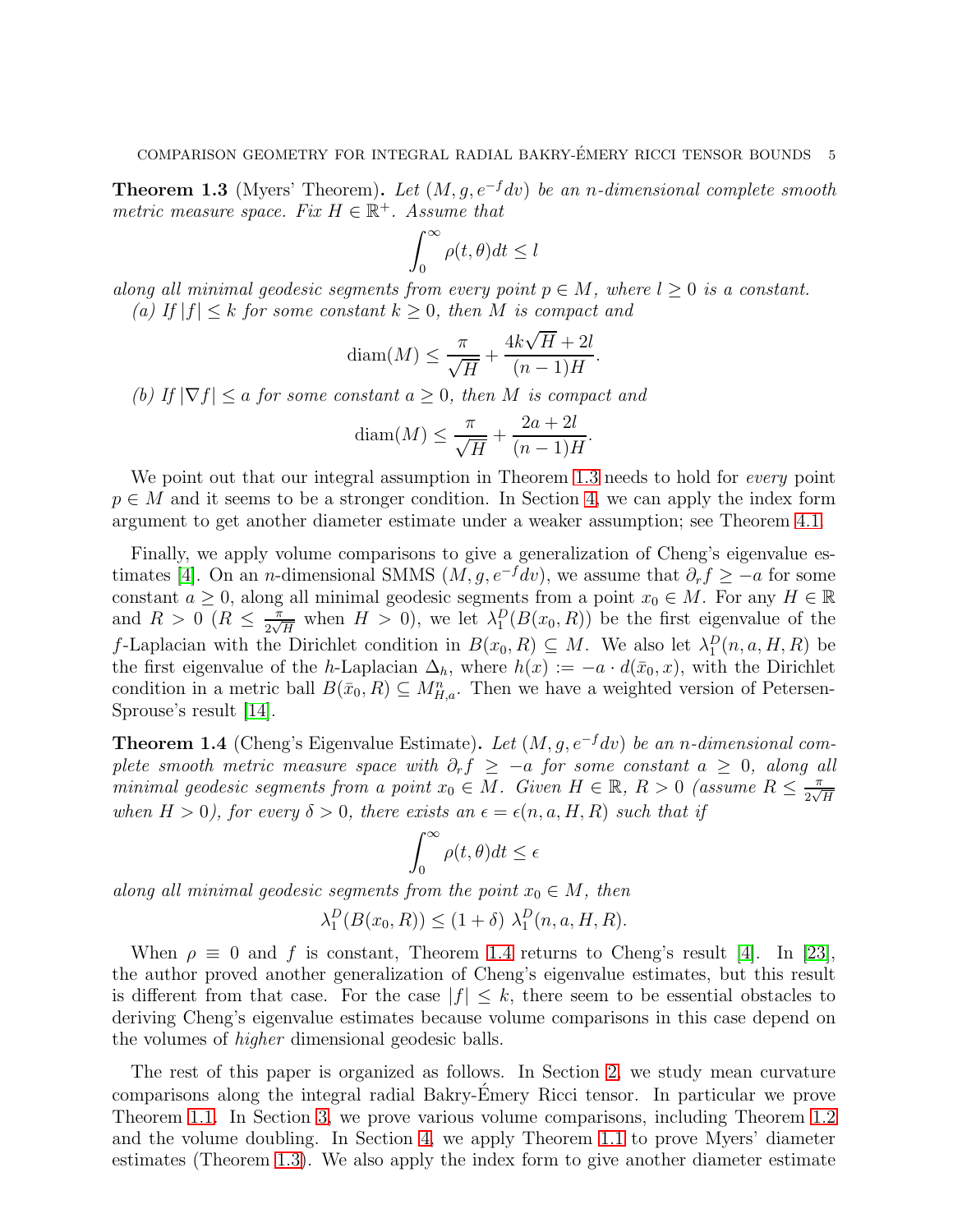**Theorem 1.3** (Myers' Theorem)**.** *Let $(M, g, e^{-f}dv)$ be an $n$-dimensional complete smooth metric measure space. Fix $H \in \mathbb{R}^+$. Assume that*

$$\int_0^\infty \rho(t,\theta)dt \le l$$

*along all minimal geodesic segments from every point $p \in M$, where $l \ge 0$ is a constant.*

*(a) If $|f| \le k$ for some constant $k \ge 0$, then $M$ is compact and*

$$\operatorname{diam}(M) \le \frac{\pi}{\sqrt{H}} + \frac{4k\sqrt{H} + 2l}{(n-1)H}.$$

*(b) If $|\nabla f| \le a$ for some constant $a \ge 0$, then $M$ is compact and*

$$\operatorname{diam}(M) \le \frac{\pi}{\sqrt{H}} + \frac{2a + 2l}{(n-1)H}.$$

We point out that our integral assumption in Theorem 1.3 needs to hold for *every* point $p \in M$ and it seems to be a stronger condition. In Section 4, we can apply the index form argument to get another diameter estimate under a weaker assumption; see Theorem 4.1.

Finally, we apply volume comparisons to give a generalization of Cheng's eigenvalue estimates [4]. On an $n$-dimensional SMMS $(M, g, e^{-f}dv)$, we assume that $\partial_r f \ge -a$ for some constant $a \ge 0$, along all minimal geodesic segments from a point $x_0 \in M$. For any $H \in \mathbb{R}$ and $R > 0$ ($R \le \frac{\pi}{2\sqrt{H}}$ when $H > 0$), we let $\lambda_1^D(B(x_0, R))$ be the first eigenvalue of the $f$-Laplacian with the Dirichlet condition in $B(x_0, R) \subseteq M$. We also let $\lambda_1^D(n, a, H, R)$ be the first eigenvalue of the $h$-Laplacian $\Delta_h$, where $h(x) := -a \cdot d(\bar{x}_0, x)$, with the Dirichlet condition in a metric ball $B(\bar{x}_0, R) \subseteq M^n_{H,a}$. Then we have a weighted version of Petersen-Sprouse's result [14].

**Theorem 1.4** (Cheng's Eigenvalue Estimate)**.** *Let $(M, g, e^{-f}dv)$ be an $n$-dimensional complete smooth metric measure space with $\partial_r f \ge -a$ for some constant $a \ge 0$, along all minimal geodesic segments from a point $x_0 \in M$. Given $H \in \mathbb{R}$, $R > 0$ (assume $R \le \frac{\pi}{2\sqrt{H}}$ when $H > 0$), for every $\delta > 0$, there exists an $\epsilon = \epsilon(n, a, H, R)$ such that if*

$$\int_0^\infty \rho(t,\theta)dt \le \epsilon$$

*along all minimal geodesic segments from the point $x_0 \in M$, then*

$$\lambda_1^D(B(x_0, R)) \le (1 + \delta)\ \lambda_1^D(n, a, H, R).$$

When $\rho \equiv 0$ and $f$ is constant, Theorem 1.4 returns to Cheng's result [4]. In [23], the author proved another generalization of Cheng's eigenvalue estimates, but this result is different from that case. For the case $|f| \le k$, there seem to be essential obstacles to deriving Cheng's eigenvalue estimates because volume comparisons in this case depend on the volumes of *higher* dimensional geodesic balls.

The rest of this paper is organized as follows. In Section 2, we study mean curvature comparisons along the integral radial Bakry-Émery Ricci tensor. In particular we prove Theorem 1.1. In Section 3, we prove various volume comparisons, including Theorem 1.2 and the volume doubling. In Section 4, we apply Theorem 1.1 to prove Myers' diameter estimates (Theorem 1.3). We also apply the index form to give another diameter estimate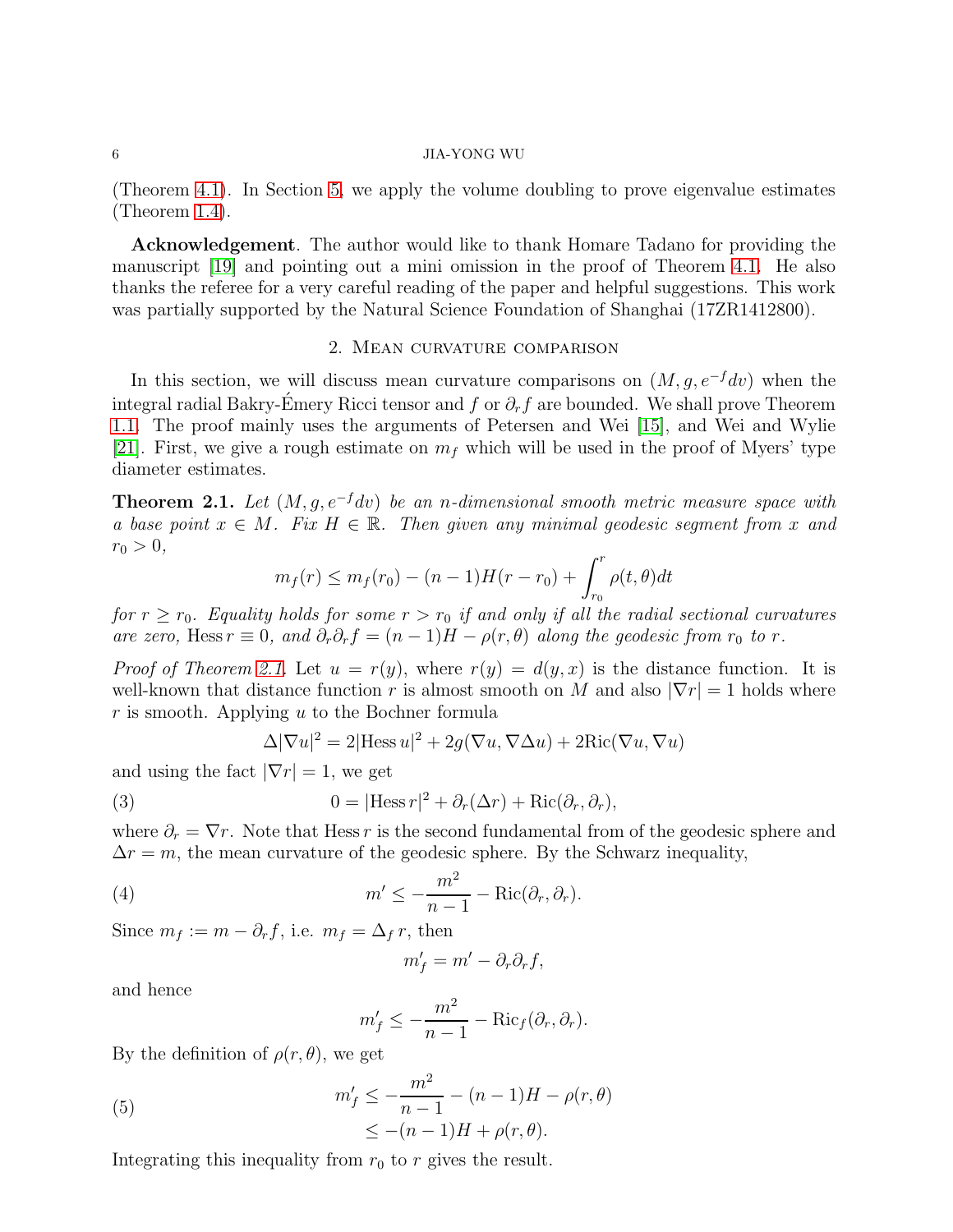(Theorem 4.1). In Section 5, we apply the volume doubling to prove eigenvalue estimates (Theorem 1.4).

**Acknowledgement**. The author would like to thank Homare Tadano for providing the manuscript [19] and pointing out a mini omission in the proof of Theorem 4.1. He also thanks the referee for a very careful reading of the paper and helpful suggestions. This work was partially supported by the Natural Science Foundation of Shanghai (17ZR1412800).

## 2. Mean curvature comparison

In this section, we will discuss mean curvature comparisons on $(M, g, e^{-f}dv)$ when the integral radial Bakry-Émery Ricci tensor and $f$ or $\partial_r f$ are bounded. We shall prove Theorem 1.1. The proof mainly uses the arguments of Petersen and Wei [15], and Wei and Wylie [21]. First, we give a rough estimate on $m_f$ which will be used in the proof of Myers' type diameter estimates.

**Theorem 2.1.** *Let $(M, g, e^{-f}dv)$ be an $n$-dimensional smooth metric measure space with a base point $x \in M$. Fix $H \in \mathbb{R}$. Then given any minimal geodesic segment from $x$ and $r_0 > 0$,*

$$m_f(r) \le m_f(r_0) - (n-1)H(r - r_0) + \int_{r_0}^{r} \rho(t, \theta)dt$$

*for $r \ge r_0$. Equality holds for some $r > r_0$ if and only if all the radial sectional curvatures are zero, $\operatorname{Hess} r \equiv 0$, and $\partial_r\partial_r f = (n-1)H - \rho(r, \theta)$ along the geodesic from $r_0$ to $r$.*

*Proof of Theorem 2.1.* Let $u = r(y)$, where $r(y) = d(y, x)$ is the distance function. It is well-known that distance function $r$ is almost smooth on $M$ and also $|\nabla r| = 1$ holds where $r$ is smooth. Applying $u$ to the Bochner formula

$$\Delta|\nabla u|^2 = 2|\operatorname{Hess} u|^2 + 2g(\nabla u, \nabla \Delta u) + 2\operatorname{Ric}(\nabla u, \nabla u)$$

and using the fact $|\nabla r| = 1$, we get

$$0 = |\operatorname{Hess} r|^2 + \partial_r(\Delta r) + \operatorname{Ric}(\partial_r, \partial_r), \tag{3}$$

where $\partial_r = \nabla r$. Note that $\operatorname{Hess} r$ is the second fundamental from of the geodesic sphere and $\Delta r = m$, the mean curvature of the geodesic sphere. By the Schwarz inequality,

$$m' \le -\frac{m^2}{n-1} - \operatorname{Ric}(\partial_r, \partial_r). \tag{4}$$

Since $m_f := m - \partial_r f$, i.e. $m_f = \Delta_f r$, then

$$m'_f = m' - \partial_r\partial_r f,$$

and hence

$$m'_f \le -\frac{m^2}{n-1} - \operatorname{Ric}_f(\partial_r, \partial_r).$$

By the definition of $\rho(r, \theta)$, we get

$$\begin{aligned} m'_f &\le -\frac{m^2}{n-1} - (n-1)H - \rho(r, \theta) \\ &\le -(n-1)H + \rho(r, \theta). \end{aligned} \tag{5}$$

Integrating this inequality from $r_0$ to $r$ gives the result.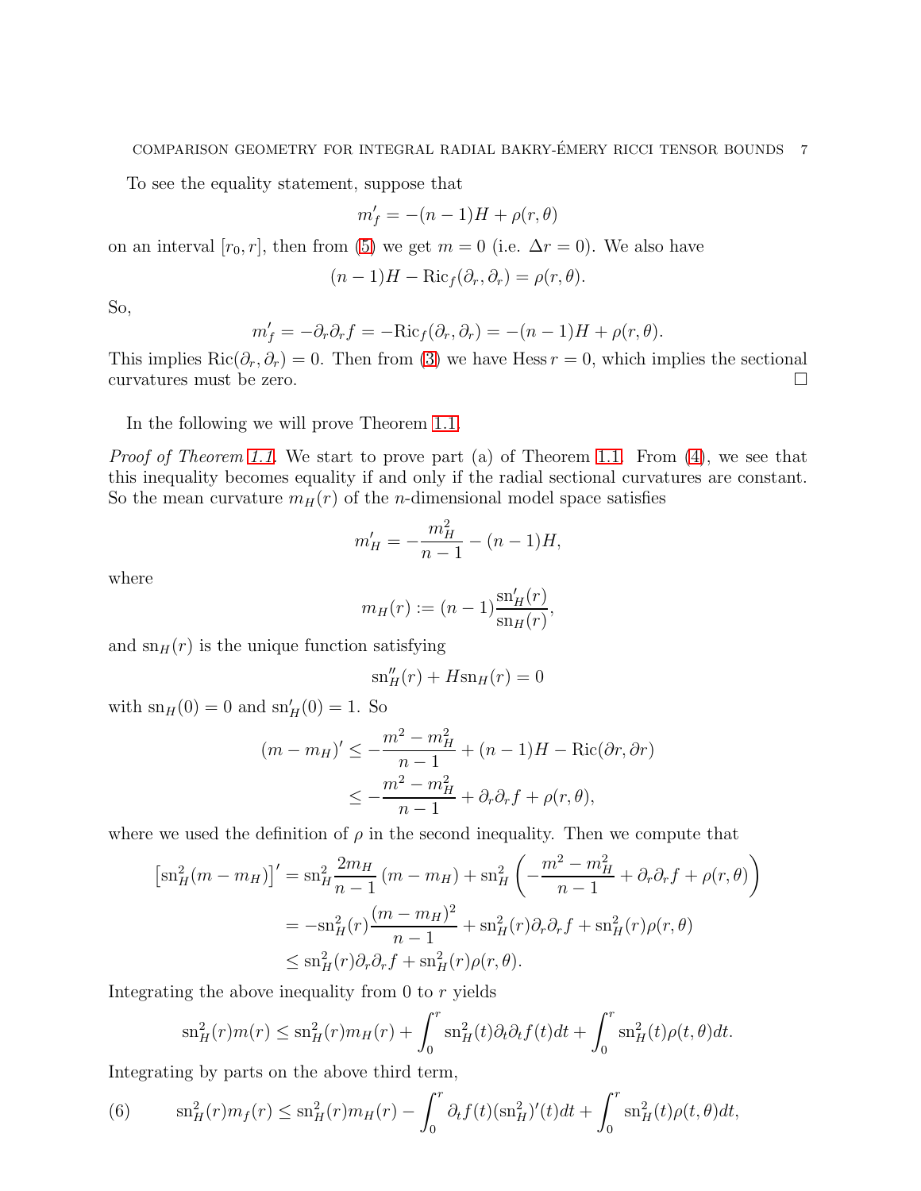To see the equality statement, suppose that

$$m_f' = -(n-1)H + \rho(r,\theta)$$

on an interval $[r_0, r]$, then from (5) we get $m = 0$ (i.e. $\Delta r = 0$). We also have

$$(n-1)H - \mathrm{Ric}_f(\partial_r, \partial_r) = \rho(r,\theta).$$

So,

$$m_f' = -\partial_r\partial_r f = -\mathrm{Ric}_f(\partial_r, \partial_r) = -(n-1)H + \rho(r,\theta).$$

This implies $\mathrm{Ric}(\partial_r, \partial_r) = 0$. Then from (3) we have $\mathrm{Hess}\, r = 0$, which implies the sectional curvatures must be zero. □

In the following we will prove Theorem 1.1.

*Proof of Theorem 1.1.* We start to prove part (a) of Theorem 1.1. From (4), we see that this inequality becomes equality if and only if the radial sectional curvatures are constant. So the mean curvature $m_H(r)$ of the $n$-dimensional model space satisfies

$$m_H' = -\frac{m_H^2}{n-1} - (n-1)H,$$

where

$$m_H(r) := (n-1)\frac{\mathrm{sn}_H'(r)}{\mathrm{sn}_H(r)},$$

and $\mathrm{sn}_H(r)$ is the unique function satisfying

$$\mathrm{sn}_H''(r) + H\mathrm{sn}_H(r) = 0$$

with $\mathrm{sn}_H(0) = 0$ and $\mathrm{sn}_H'(0) = 1$. So

$$\begin{aligned}
(m - m_H)' &\leq -\frac{m^2 - m_H^2}{n-1} + (n-1)H - \mathrm{Ric}(\partial r, \partial r) \\
&\leq -\frac{m^2 - m_H^2}{n-1} + \partial_r\partial_r f + \rho(r,\theta),
\end{aligned}$$

where we used the definition of $\rho$ in the second inequality. Then we compute that

$$\begin{aligned}
\left[\mathrm{sn}_H^2(m - m_H)\right]' &= \mathrm{sn}_H^2 \frac{2m_H}{n-1}(m - m_H) + \mathrm{sn}_H^2\left(-\frac{m^2 - m_H^2}{n-1} + \partial_r\partial_r f + \rho(r,\theta)\right) \\
&= -\mathrm{sn}_H^2(r)\frac{(m - m_H)^2}{n-1} + \mathrm{sn}_H^2(r)\partial_r\partial_r f + \mathrm{sn}_H^2(r)\rho(r,\theta) \\
&\leq \mathrm{sn}_H^2(r)\partial_r\partial_r f + \mathrm{sn}_H^2(r)\rho(r,\theta).
\end{aligned}$$

Integrating the above inequality from 0 to $r$ yields

$$\mathrm{sn}_H^2(r)m(r) \leq \mathrm{sn}_H^2(r)m_H(r) + \int_0^r \mathrm{sn}_H^2(t)\partial_t\partial_t f(t)dt + \int_0^r \mathrm{sn}_H^2(t)\rho(t,\theta)dt.$$

Integrating by parts on the above third term,

$$\mathrm{sn}_H^2(r)m_f(r) \leq \mathrm{sn}_H^2(r)m_H(r) - \int_0^r \partial_t f(t)(\mathrm{sn}_H^2)'(t)dt + \int_0^r \mathrm{sn}_H^2(t)\rho(t,\theta)dt, \tag{6}$$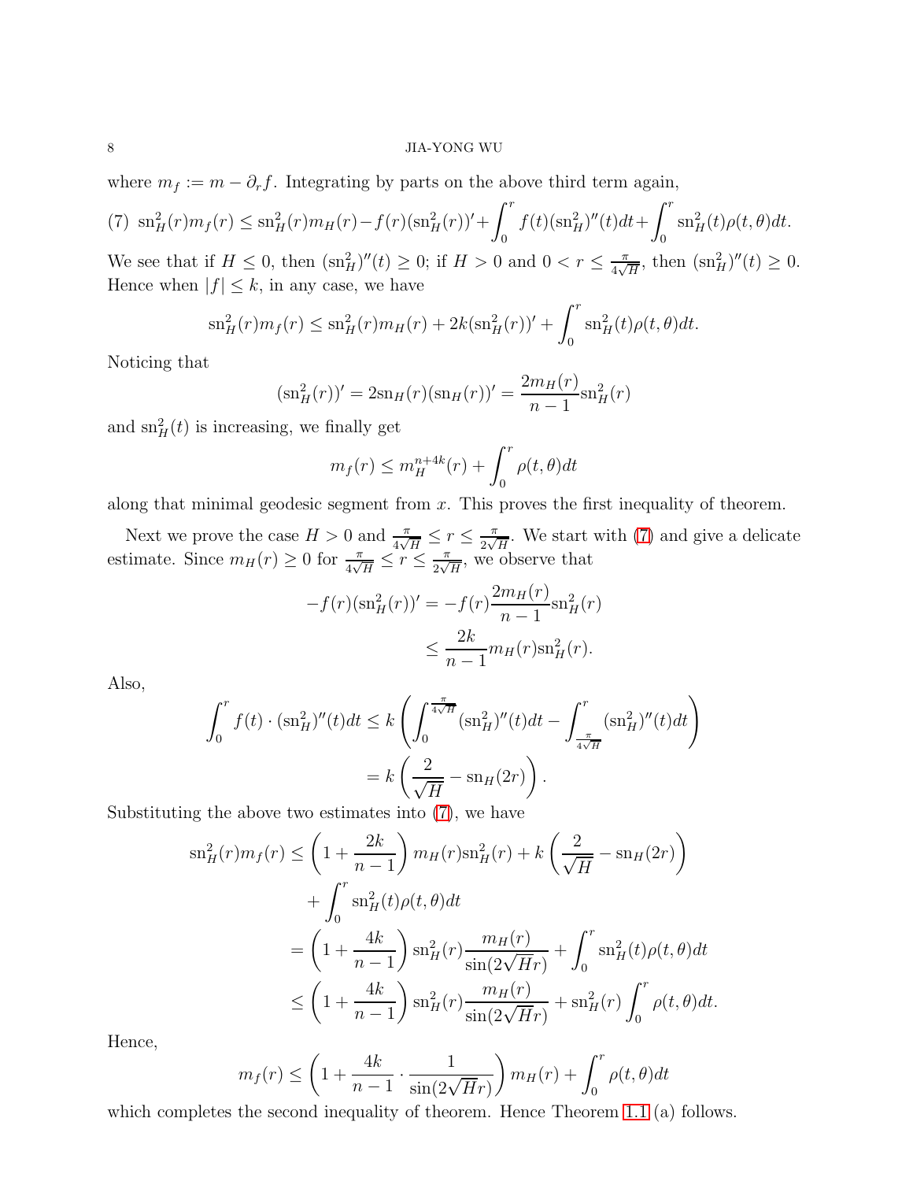where $m_f := m - \partial_r f$. Integrating by parts on the above third term again,

$$(7)\ \ \mathrm{sn}_H^2(r)m_f(r) \le \mathrm{sn}_H^2(r)m_H(r) - f(r)(\mathrm{sn}_H^2(r))' + \int_0^r f(t)(\mathrm{sn}_H^2)''(t)dt + \int_0^r \mathrm{sn}_H^2(t)\rho(t,\theta)dt.$$

We see that if $H \le 0$, then $(\mathrm{sn}_H^2)''(t) \ge 0$; if $H > 0$ and $0 < r \le \frac{\pi}{4\sqrt{H}}$, then $(\mathrm{sn}_H^2)''(t) \ge 0$. Hence when $|f| \le k$, in any case, we have

$$\mathrm{sn}_H^2(r)m_f(r) \le \mathrm{sn}_H^2(r)m_H(r) + 2k(\mathrm{sn}_H^2(r))' + \int_0^r \mathrm{sn}_H^2(t)\rho(t,\theta)dt.$$

Noticing that

$$(\mathrm{sn}_H^2(r))' = 2\mathrm{sn}_H(r)(\mathrm{sn}_H(r))' = \frac{2m_H(r)}{n-1}\mathrm{sn}_H^2(r)$$

and $\mathrm{sn}_H^2(t)$ is increasing, we finally get

$$m_f(r) \le m_H^{n+4k}(r) + \int_0^r \rho(t,\theta)dt$$

along that minimal geodesic segment from $x$. This proves the first inequality of theorem.

Next we prove the case $H > 0$ and $\frac{\pi}{4\sqrt{H}} \le r \le \frac{\pi}{2\sqrt{H}}$. We start with (7) and give a delicate estimate. Since $m_H(r) \ge 0$ for $\frac{\pi}{4\sqrt{H}} \le r \le \frac{\pi}{2\sqrt{H}}$, we observe that

$$\begin{aligned}
-f(r)(\mathrm{sn}_H^2(r))' &= -f(r)\frac{2m_H(r)}{n-1}\mathrm{sn}_H^2(r) \\
&\le \frac{2k}{n-1}m_H(r)\mathrm{sn}_H^2(r).
\end{aligned}$$

Also,

$$\begin{aligned}
\int_0^r f(t)\cdot(\mathrm{sn}_H^2)''(t)dt &\le k\left(\int_0^{\frac{\pi}{4\sqrt{H}}}(\mathrm{sn}_H^2)''(t)dt - \int_{\frac{\pi}{4\sqrt{H}}}^r (\mathrm{sn}_H^2)''(t)dt\right) \\
&= k\left(\frac{2}{\sqrt{H}} - \mathrm{sn}_H(2r)\right).
\end{aligned}$$

Substituting the above two estimates into (7), we have

$$\begin{aligned}
\mathrm{sn}_H^2(r)m_f(r) &\le \left(1+\frac{2k}{n-1}\right)m_H(r)\mathrm{sn}_H^2(r) + k\left(\frac{2}{\sqrt{H}} - \mathrm{sn}_H(2r)\right) \\
&\quad + \int_0^r \mathrm{sn}_H^2(t)\rho(t,\theta)dt \\
&= \left(1+\frac{4k}{n-1}\right)\mathrm{sn}_H^2(r)\frac{m_H(r)}{\sin(2\sqrt{H}r)} + \int_0^r \mathrm{sn}_H^2(t)\rho(t,\theta)dt \\
&\le \left(1+\frac{4k}{n-1}\right)\mathrm{sn}_H^2(r)\frac{m_H(r)}{\sin(2\sqrt{H}r)} + \mathrm{sn}_H^2(r)\int_0^r \rho(t,\theta)dt.
\end{aligned}$$

Hence,

$$m_f(r) \le \left(1+\frac{4k}{n-1}\cdot\frac{1}{\sin(2\sqrt{H}r)}\right)m_H(r) + \int_0^r \rho(t,\theta)dt$$

which completes the second inequality of theorem. Hence Theorem 1.1 (a) follows.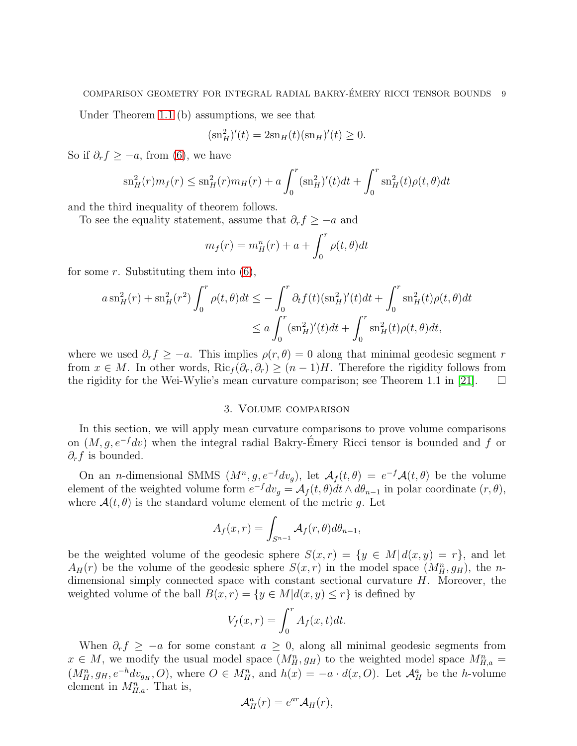Under Theorem 1.1 (b) assumptions, we see that

$$(\mathrm{sn}_H^2)'(t) = 2\mathrm{sn}_H(t)(\mathrm{sn}_H)'(t) \geq 0.$$

So if $\partial_r f \geq -a$, from (6), we have

$$\mathrm{sn}_H^2(r) m_f(r) \leq \mathrm{sn}_H^2(r) m_H(r) + a \int_0^r (\mathrm{sn}_H^2)'(t) dt + \int_0^r \mathrm{sn}_H^2(t) \rho(t,\theta) dt$$

and the third inequality of theorem follows.

To see the equality statement, assume that $\partial_r f \geq -a$ and

$$m_f(r) = m_H^n(r) + a + \int_0^r \rho(t,\theta) dt$$

for some $r$. Substituting them into (6),

$$\begin{aligned} a\,\mathrm{sn}_H^2(r) + \mathrm{sn}_H^2(r^2) \int_0^r \rho(t,\theta) dt &\leq -\int_0^r \partial_t f(t) (\mathrm{sn}_H^2)'(t) dt + \int_0^r \mathrm{sn}_H^2(t) \rho(t,\theta) dt \\ &\leq a \int_0^r (\mathrm{sn}_H^2)'(t) dt + \int_0^r \mathrm{sn}_H^2(t) \rho(t,\theta) dt, \end{aligned}$$

where we used $\partial_r f \geq -a$. This implies $\rho(r,\theta) = 0$ along that minimal geodesic segment $r$ from $x \in M$. In other words, $\mathrm{Ric}_f(\partial_r, \partial_r) \geq (n-1)H$. Therefore the rigidity follows from the rigidity for the Wei-Wylie's mean curvature comparison; see Theorem 1.1 in [21]. $\square$

## 3. Volume comparison

In this section, we will apply mean curvature comparisons to prove volume comparisons on $(M, g, e^{-f}dv)$ when the integral radial Bakry-Émery Ricci tensor is bounded and $f$ or $\partial_r f$ is bounded.

On an $n$-dimensional SMMS $(M^n, g, e^{-f}dv_g)$, let $\mathcal{A}_f(t,\theta) = e^{-f}\mathcal{A}(t,\theta)$ be the volume element of the weighted volume form $e^{-f}dv_g = \mathcal{A}_f(t,\theta)dt \wedge d\theta_{n-1}$ in polar coordinate $(r,\theta)$, where $\mathcal{A}(t,\theta)$ is the standard volume element of the metric $g$. Let

$$A_f(x,r) = \int_{S^{n-1}} \mathcal{A}_f(r,\theta) d\theta_{n-1},$$

be the weighted volume of the geodesic sphere $S(x,r) = \{y \in M \,|\, d(x,y) = r\}$, and let $A_H(r)$ be the volume of the geodesic sphere $S(x,r)$ in the model space $(M_H^n, g_H)$, the $n$-dimensional simply connected space with constant sectional curvature $H$. Moreover, the weighted volume of the ball $B(x,r) = \{y \in M | d(x,y) \leq r\}$ is defined by

$$V_f(x,r) = \int_0^r A_f(x,t) dt.$$

When $\partial_r f \geq -a$ for some constant $a \geq 0$, along all minimal geodesic segments from $x \in M$, we modify the usual model space $(M_H^n, g_H)$ to the weighted model space $M_{H,a}^n = (M_H^n, g_H, e^{-h}dv_{g_H}, O)$, where $O \in M_H^n$, and $h(x) = -a \cdot d(x,O)$. Let $\mathcal{A}_H^a$ be the $h$-volume element in $M_{H,a}^n$. That is,

$$\mathcal{A}_H^a(r) = e^{ar}\mathcal{A}_H(r),$$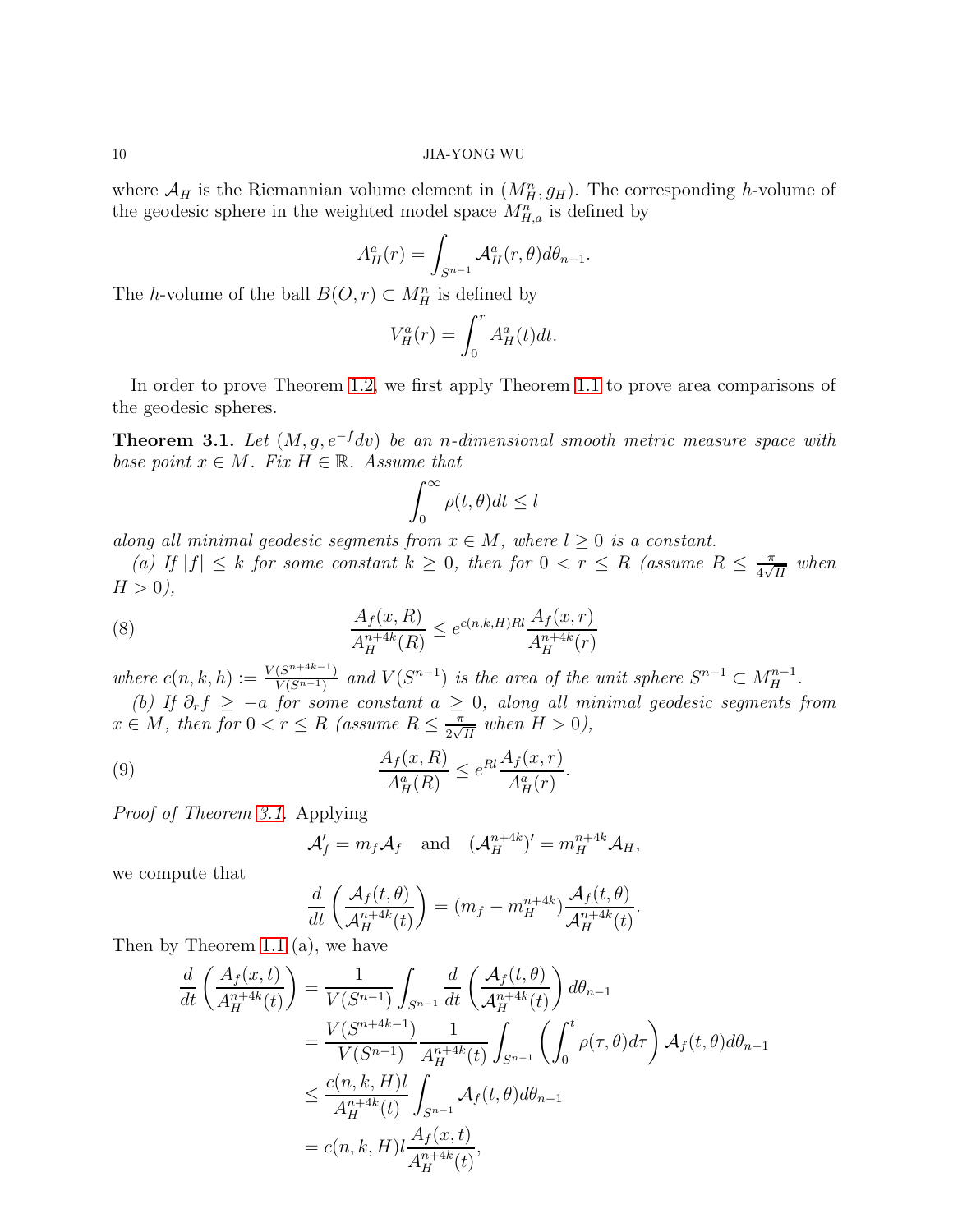where $\mathcal{A}_H$ is the Riemannian volume element in $(M^n_H, g_H)$. The corresponding $h$-volume of the geodesic sphere in the weighted model space $M^n_{H,a}$ is defined by

$$A^a_H(r) = \int_{S^{n-1}} \mathcal{A}^a_H(r,\theta)d\theta_{n-1}.$$

The $h$-volume of the ball $B(O,r) \subset M^n_H$ is defined by

$$V^a_H(r) = \int_0^r A^a_H(t)dt.$$

In order to prove Theorem 1.2, we first apply Theorem 1.1 to prove area comparisons of the geodesic spheres.

**Theorem 3.1.** *Let $(M, g, e^{-f}dv)$ be an $n$-dimensional smooth metric measure space with base point $x \in M$. Fix $H \in \mathbb{R}$. Assume that*

$$\int_0^\infty \rho(t,\theta)dt \le l$$

*along all minimal geodesic segments from $x \in M$, where $l \ge 0$ is a constant.*

*(a) If $|f| \le k$ for some constant $k \ge 0$, then for $0 < r \le R$ (assume $R \le \frac{\pi}{4\sqrt{H}}$ when $H > 0$),*

$$\frac{A_f(x,R)}{A^{n+4k}_H(R)} \le e^{c(n,k,H)Rl}\frac{A_f(x,r)}{A^{n+4k}_H(r)} \tag{8}$$

*where $c(n,k,h) := \frac{V(S^{n+4k-1})}{V(S^{n-1})}$ and $V(S^{n-1})$ is the area of the unit sphere $S^{n-1} \subset M^{n-1}_H$.*

*(b) If $\partial_r f \ge -a$ for some constant $a \ge 0$, along all minimal geodesic segments from $x \in M$, then for $0 < r \le R$ (assume $R \le \frac{\pi}{2\sqrt{H}}$ when $H > 0$),*

$$\frac{A_f(x,R)}{A^a_H(R)} \le e^{Rl}\frac{A_f(x,r)}{A^a_H(r)}. \tag{9}$$

*Proof of Theorem 3.1.* Applying

$$\mathcal{A}'_f = m_f\mathcal{A}_f \quad \text{and} \quad (\mathcal{A}^{n+4k}_H)' = m^{n+4k}_H\mathcal{A}_H,$$

we compute that

$$\frac{d}{dt}\left(\frac{\mathcal{A}_f(t,\theta)}{\mathcal{A}^{n+4k}_H(t)}\right) = (m_f - m^{n+4k}_H)\frac{\mathcal{A}_f(t,\theta)}{\mathcal{A}^{n+4k}_H(t)}.$$

Then by Theorem 1.1 (a), we have

$$\begin{aligned}
\frac{d}{dt}\left(\frac{A_f(x,t)}{A^{n+4k}_H(t)}\right) &= \frac{1}{V(S^{n-1})}\int_{S^{n-1}}\frac{d}{dt}\left(\frac{\mathcal{A}_f(t,\theta)}{\mathcal{A}^{n+4k}_H(t)}\right)d\theta_{n-1} \\
&= \frac{V(S^{n+4k-1})}{V(S^{n-1})}\frac{1}{A^{n+4k}_H(t)}\int_{S^{n-1}}\left(\int_0^t \rho(\tau,\theta)d\tau\right)\mathcal{A}_f(t,\theta)d\theta_{n-1} \\
&\le \frac{c(n,k,H)l}{A^{n+4k}_H(t)}\int_{S^{n-1}}\mathcal{A}_f(t,\theta)d\theta_{n-1} \\
&= c(n,k,H)l\frac{A_f(x,t)}{A^{n+4k}_H(t)},
\end{aligned}$$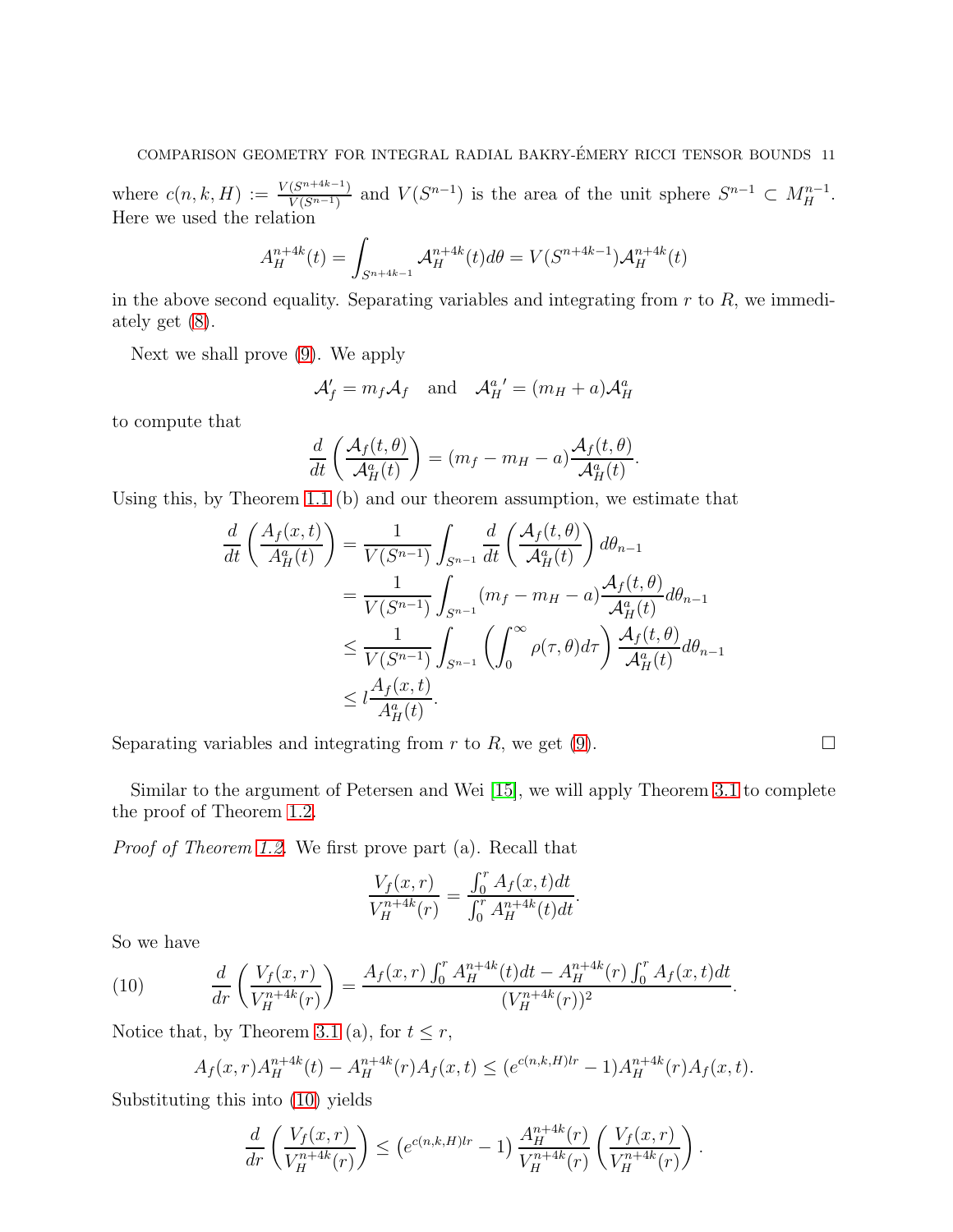where $c(n,k,H) := \frac{V(S^{n+4k-1})}{V(S^{n-1})}$ and $V(S^{n-1})$ is the area of the unit sphere $S^{n-1} \subset M_H^{n-1}$. Here we used the relation

$$A_H^{n+4k}(t) = \int_{S^{n+4k-1}} \mathcal{A}_H^{n+4k}(t) d\theta = V(S^{n+4k-1}) \mathcal{A}_H^{n+4k}(t)$$

in the above second equality. Separating variables and integrating from $r$ to $R$, we immediately get (8).

Next we shall prove (9). We apply

$$\mathcal{A}_f' = m_f \mathcal{A}_f \quad \text{and} \quad \mathcal{A}_H^a{}' = (m_H + a)\mathcal{A}_H^a$$

to compute that

$$\frac{d}{dt}\left(\frac{\mathcal{A}_f(t,\theta)}{\mathcal{A}_H^a(t)}\right) = (m_f - m_H - a)\frac{\mathcal{A}_f(t,\theta)}{\mathcal{A}_H^a(t)}.$$

Using this, by Theorem 1.1 (b) and our theorem assumption, we estimate that

$$\begin{aligned}
\frac{d}{dt}\left(\frac{A_f(x,t)}{A_H^a(t)}\right) &= \frac{1}{V(S^{n-1})}\int_{S^{n-1}} \frac{d}{dt}\left(\frac{\mathcal{A}_f(t,\theta)}{\mathcal{A}_H^a(t)}\right) d\theta_{n-1} \\
&= \frac{1}{V(S^{n-1})}\int_{S^{n-1}} (m_f - m_H - a)\frac{\mathcal{A}_f(t,\theta)}{\mathcal{A}_H^a(t)} d\theta_{n-1} \\
&\le \frac{1}{V(S^{n-1})}\int_{S^{n-1}} \left(\int_0^\infty \rho(\tau,\theta)d\tau\right)\frac{\mathcal{A}_f(t,\theta)}{\mathcal{A}_H^a(t)} d\theta_{n-1} \\
&\le l\frac{A_f(x,t)}{A_H^a(t)}.
\end{aligned}$$

Separating variables and integrating from $r$ to $R$, we get (9). $\square$

Similar to the argument of Petersen and Wei [15], we will apply Theorem 3.1 to complete the proof of Theorem 1.2.

*Proof of Theorem 1.2.* We first prove part (a). Recall that

$$\frac{V_f(x,r)}{V_H^{n+4k}(r)} = \frac{\int_0^r A_f(x,t)dt}{\int_0^r A_H^{n+4k}(t)dt}.$$

So we have

$$\frac{d}{dr}\left(\frac{V_f(x,r)}{V_H^{n+4k}(r)}\right) = \frac{A_f(x,r)\int_0^r A_H^{n+4k}(t)dt - A_H^{n+4k}(r)\int_0^r A_f(x,t)dt}{(V_H^{n+4k}(r))^2}. \tag{10}$$

Notice that, by Theorem 3.1 (a), for $t \le r$,

$$A_f(x,r)A_H^{n+4k}(t) - A_H^{n+4k}(r)A_f(x,t) \le (e^{c(n,k,H)lr} - 1)A_H^{n+4k}(r)A_f(x,t).$$

Substituting this into (10) yields

$$\frac{d}{dr}\left(\frac{V_f(x,r)}{V_H^{n+4k}(r)}\right) \le \left(e^{c(n,k,H)lr} - 1\right)\frac{A_H^{n+4k}(r)}{V_H^{n+4k}(r)}\left(\frac{V_f(x,r)}{V_H^{n+4k}(r)}\right).$$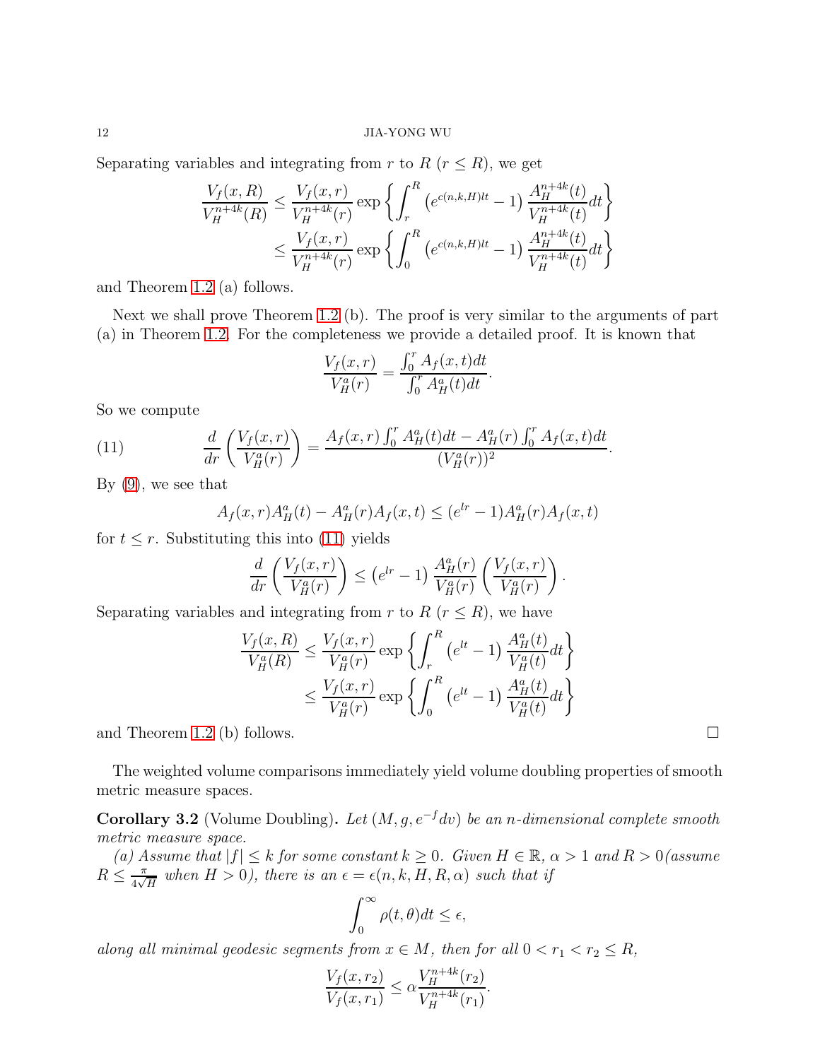Separating variables and integrating from $r$ to $R$ ($r \le R$), we get

$$\begin{aligned}\frac{V_f(x,R)}{V_H^{n+4k}(R)} &\le \frac{V_f(x,r)}{V_H^{n+4k}(r)} \exp\left\{\int_r^R \left(e^{c(n,k,H)lt}-1\right)\frac{A_H^{n+4k}(t)}{V_H^{n+4k}(t)}dt\right\}\\ &\le \frac{V_f(x,r)}{V_H^{n+4k}(r)} \exp\left\{\int_0^R \left(e^{c(n,k,H)lt}-1\right)\frac{A_H^{n+4k}(t)}{V_H^{n+4k}(t)}dt\right\}\end{aligned}$$

and Theorem 1.2 (a) follows.

Next we shall prove Theorem 1.2 (b). The proof is very similar to the arguments of part (a) in Theorem 1.2. For the completeness we provide a detailed proof. It is known that

$$\frac{V_f(x,r)}{V_H^a(r)} = \frac{\int_0^r A_f(x,t)dt}{\int_0^r A_H^a(t)dt}.$$

So we compute

$$\frac{d}{dr}\left(\frac{V_f(x,r)}{V_H^a(r)}\right) = \frac{A_f(x,r)\int_0^r A_H^a(t)dt - A_H^a(r)\int_0^r A_f(x,t)dt}{(V_H^a(r))^2}. \tag{11}$$

By (9), we see that

$$A_f(x,r)A_H^a(t) - A_H^a(r)A_f(x,t) \le (e^{lr}-1)A_H^a(r)A_f(x,t)$$

for $t \le r$. Substituting this into (11) yields

$$\frac{d}{dr}\left(\frac{V_f(x,r)}{V_H^a(r)}\right) \le \left(e^{lr}-1\right)\frac{A_H^a(r)}{V_H^a(r)}\left(\frac{V_f(x,r)}{V_H^a(r)}\right).$$

Separating variables and integrating from $r$ to $R$ ($r \le R$), we have

$$\begin{aligned}\frac{V_f(x,R)}{V_H^a(R)} &\le \frac{V_f(x,r)}{V_H^a(r)} \exp\left\{\int_r^R \left(e^{lt}-1\right)\frac{A_H^a(t)}{V_H^a(t)}dt\right\}\\ &\le \frac{V_f(x,r)}{V_H^a(r)} \exp\left\{\int_0^R \left(e^{lt}-1\right)\frac{A_H^a(t)}{V_H^a(t)}dt\right\}\end{aligned}$$

and Theorem 1.2 (b) follows. □

The weighted volume comparisons immediately yield volume doubling properties of smooth metric measure spaces.

**Corollary 3.2** (Volume Doubling). *Let $(M, g, e^{-f}dv)$ be an $n$-dimensional complete smooth metric measure space.*

*(a) Assume that $|f| \le k$ for some constant $k \ge 0$. Given $H \in \mathbb{R}$, $\alpha > 1$ and $R > 0$(assume $R \le \frac{\pi}{4\sqrt{H}}$ when $H > 0$), there is an $\epsilon = \epsilon(n,k,H,R,\alpha)$ such that if*

$$\int_0^\infty \rho(t,\theta)dt \le \epsilon,$$

*along all minimal geodesic segments from $x \in M$, then for all $0 < r_1 < r_2 \le R$,*

$$\frac{V_f(x,r_2)}{V_f(x,r_1)} \le \alpha \frac{V_H^{n+4k}(r_2)}{V_H^{n+4k}(r_1)}.$$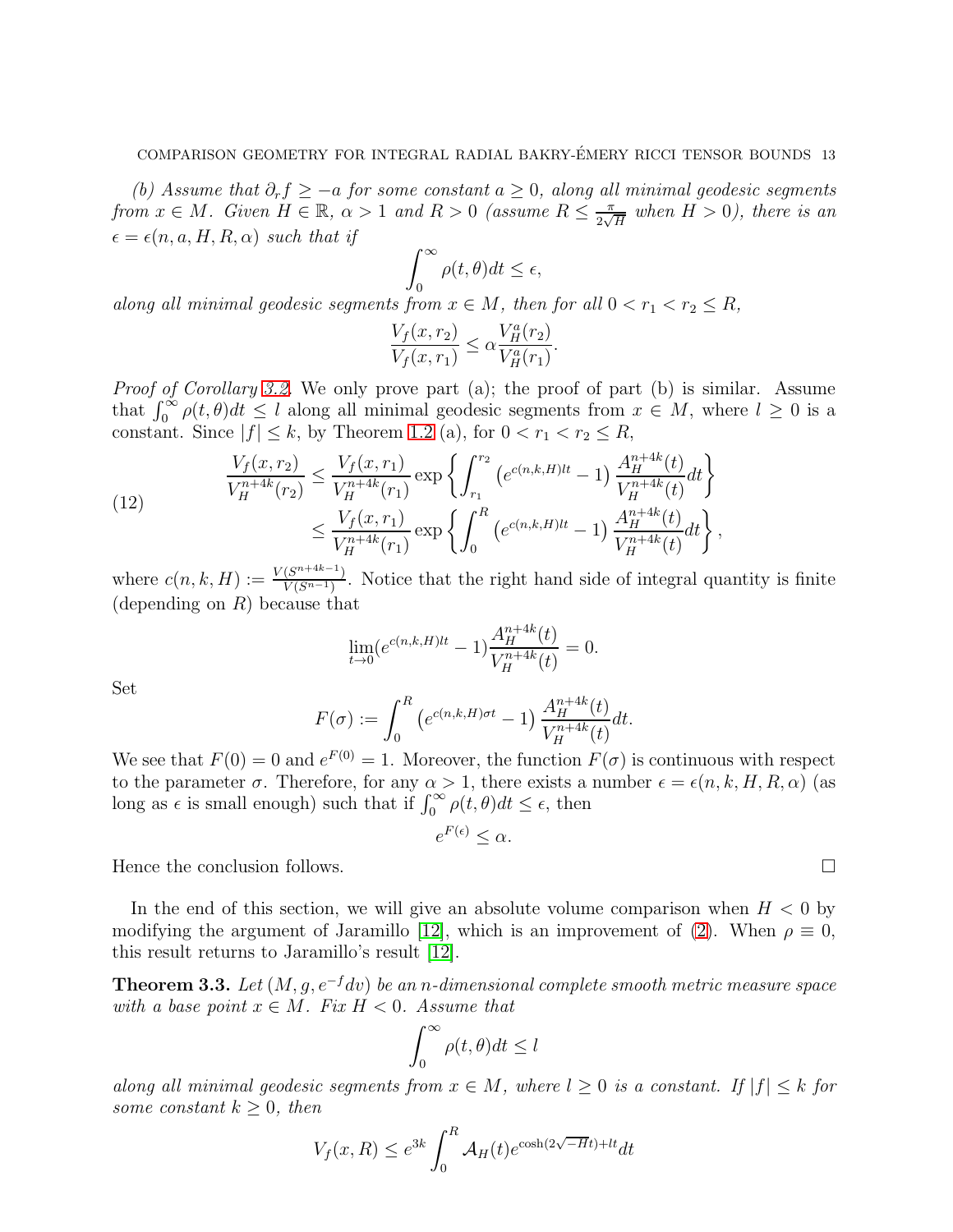*(b) Assume that $\partial_r f \geq -a$ for some constant $a \geq 0$, along all minimal geodesic segments from $x \in M$. Given $H \in \mathbb{R}$, $\alpha > 1$ and $R > 0$ (assume $R \leq \frac{\pi}{2\sqrt{H}}$ when $H > 0$), there is an $\epsilon = \epsilon(n, a, H, R, \alpha)$ such that if*

$$\int_0^\infty \rho(t,\theta)dt \leq \epsilon,$$

*along all minimal geodesic segments from $x \in M$, then for all $0 < r_1 < r_2 \leq R$,*

$$\frac{V_f(x,r_2)}{V_f(x,r_1)} \leq \alpha \frac{V_H^a(r_2)}{V_H^a(r_1)}.$$

*Proof of Corollary 3.2.* We only prove part (a); the proof of part (b) is similar. Assume that $\int_0^\infty \rho(t,\theta)dt \leq l$ along all minimal geodesic segments from $x \in M$, where $l \geq 0$ is a constant. Since $|f| \leq k$, by Theorem 1.2 (a), for $0 < r_1 < r_2 \leq R$,

$$\begin{aligned}
\frac{V_f(x,r_2)}{V_H^{n+4k}(r_2)} &\leq \frac{V_f(x,r_1)}{V_H^{n+4k}(r_1)} \exp\left\{\int_{r_1}^{r_2} \left(e^{c(n,k,H)lt} - 1\right) \frac{A_H^{n+4k}(t)}{V_H^{n+4k}(t)} dt\right\} \\
&\leq \frac{V_f(x,r_1)}{V_H^{n+4k}(r_1)} \exp\left\{\int_0^R \left(e^{c(n,k,H)lt} - 1\right) \frac{A_H^{n+4k}(t)}{V_H^{n+4k}(t)} dt\right\},
\end{aligned} \tag{12}$$

where $c(n,k,H) := \frac{V(S^{n+4k-1})}{V(S^{n-1})}$. Notice that the right hand side of integral quantity is finite (depending on $R$) because that

$$\lim_{t\to 0} (e^{c(n,k,H)lt} - 1) \frac{A_H^{n+4k}(t)}{V_H^{n+4k}(t)} = 0.$$

Set

$$F(\sigma) := \int_0^R \left(e^{c(n,k,H)\sigma t} - 1\right) \frac{A_H^{n+4k}(t)}{V_H^{n+4k}(t)} dt.$$

We see that $F(0) = 0$ and $e^{F(0)} = 1$. Moreover, the function $F(\sigma)$ is continuous with respect to the parameter $\sigma$. Therefore, for any $\alpha > 1$, there exists a number $\epsilon = \epsilon(n,k,H,R,\alpha)$ (as long as $\epsilon$ is small enough) such that if $\int_0^\infty \rho(t,\theta)dt \leq \epsilon$, then

$$e^{F(\epsilon)} \leq \alpha.$$

Hence the conclusion follows. □

In the end of this section, we will give an absolute volume comparison when $H < 0$ by modifying the argument of Jaramillo [12], which is an improvement of (2). When $\rho \equiv 0$, this result returns to Jaramillo's result [12].

**Theorem 3.3.** *Let $(M, g, e^{-f}dv)$ be an $n$-dimensional complete smooth metric measure space with a base point $x \in M$. Fix $H < 0$. Assume that*

$$\int_0^\infty \rho(t,\theta)dt \leq l$$

*along all minimal geodesic segments from $x \in M$, where $l \geq 0$ is a constant. If $|f| \leq k$ for some constant $k \geq 0$, then*

$$V_f(x,R) \leq e^{3k} \int_0^R \mathcal{A}_H(t) e^{\cosh(2\sqrt{-H}t) + lt} dt$$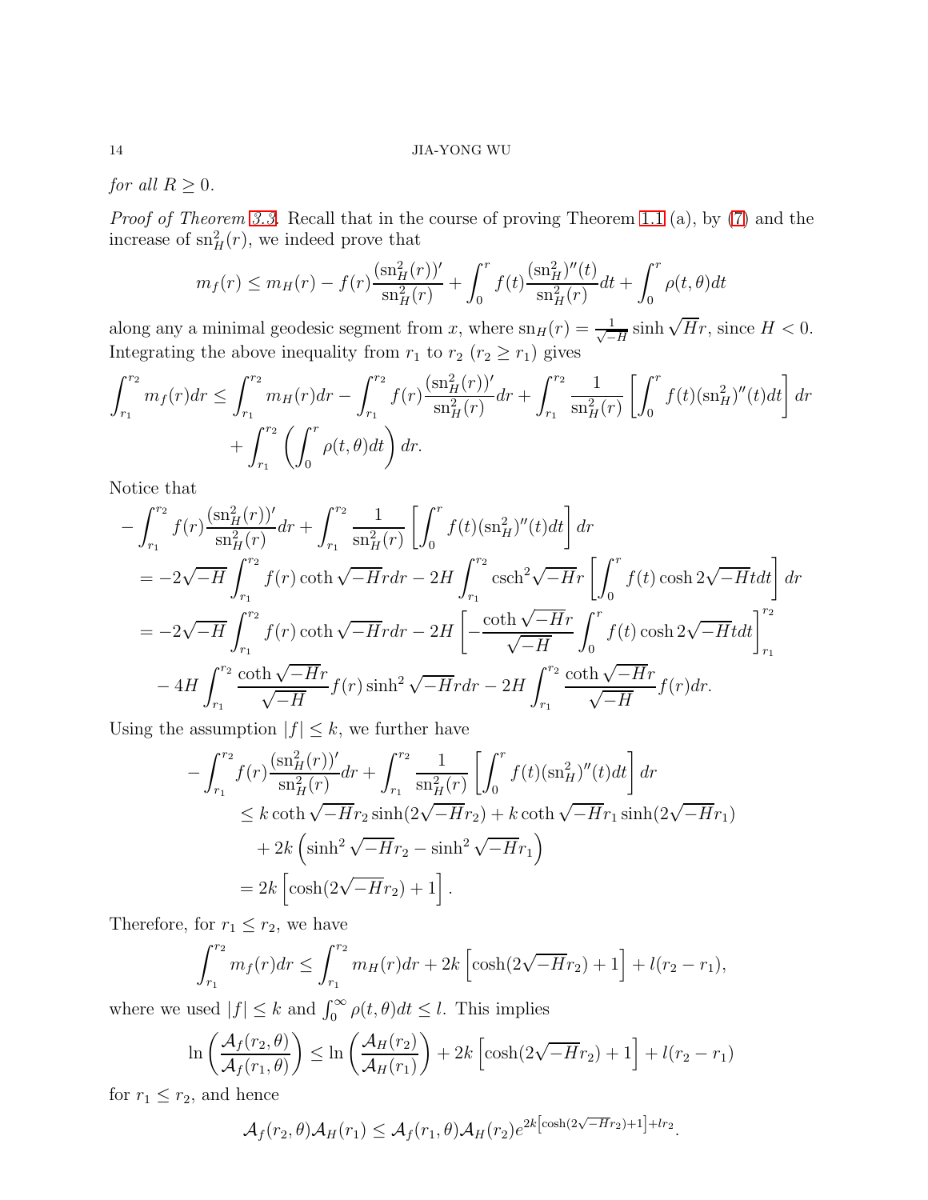*for all $R \geq 0$.*

*Proof of Theorem 3.3.* Recall that in the course of proving Theorem 1.1 (a), by (7) and the increase of $\mathrm{sn}_H^2(r)$, we indeed prove that

$$m_f(r) \leq m_H(r) - f(r)\frac{(\mathrm{sn}_H^2(r))'}{\mathrm{sn}_H^2(r)} + \int_0^r f(t)\frac{(\mathrm{sn}_H^2)''(t)}{\mathrm{sn}_H^2(r)}dt + \int_0^r \rho(t,\theta)dt$$

along any a minimal geodesic segment from $x$, where $\mathrm{sn}_H(r) = \frac{1}{\sqrt{-H}}\sinh\sqrt{H}r$, since $H<0$. Integrating the above inequality from $r_1$ to $r_2$ ($r_2 \geq r_1$) gives

$$\begin{aligned}
\int_{r_1}^{r_2} m_f(r)dr \leq & \int_{r_1}^{r_2} m_H(r)dr - \int_{r_1}^{r_2} f(r)\frac{(\mathrm{sn}_H^2(r))'}{\mathrm{sn}_H^2(r)}dr + \int_{r_1}^{r_2}\frac{1}{\mathrm{sn}_H^2(r)}\left[\int_0^r f(t)(\mathrm{sn}_H^2)''(t)dt\right]dr \\
& + \int_{r_1}^{r_2}\left(\int_0^r \rho(t,\theta)dt\right)dr.
\end{aligned}$$

Notice that

$$\begin{aligned}
& -\int_{r_1}^{r_2} f(r)\frac{(\mathrm{sn}_H^2(r))'}{\mathrm{sn}_H^2(r)}dr + \int_{r_1}^{r_2}\frac{1}{\mathrm{sn}_H^2(r)}\left[\int_0^r f(t)(\mathrm{sn}_H^2)''(t)dt\right]dr \\
&= -2\sqrt{-H}\int_{r_1}^{r_2} f(r)\coth\sqrt{-H}r\,dr - 2H\int_{r_1}^{r_2}\mathrm{csch}^2\sqrt{-H}r\left[\int_0^r f(t)\cosh 2\sqrt{-H}t\,dt\right]dr \\
&= -2\sqrt{-H}\int_{r_1}^{r_2} f(r)\coth\sqrt{-H}r\,dr - 2H\left[-\frac{\coth\sqrt{-H}r}{\sqrt{-H}}\int_0^r f(t)\cosh 2\sqrt{-H}t\,dt\right]_{r_1}^{r_2} \\
&\quad - 4H\int_{r_1}^{r_2}\frac{\coth\sqrt{-H}r}{\sqrt{-H}}f(r)\sinh^2\sqrt{-H}r\,dr - 2H\int_{r_1}^{r_2}\frac{\coth\sqrt{-H}r}{\sqrt{-H}}f(r)dr.
\end{aligned}$$

Using the assumption $|f| \leq k$, we further have

$$\begin{aligned}
-\int_{r_1}^{r_2} & f(r)\frac{(\mathrm{sn}_H^2(r))'}{\mathrm{sn}_H^2(r)}dr + \int_{r_1}^{r_2}\frac{1}{\mathrm{sn}_H^2(r)}\left[\int_0^r f(t)(\mathrm{sn}_H^2)''(t)dt\right]dr \\
&\leq k\coth\sqrt{-H}r_2\sinh(2\sqrt{-H}r_2) + k\coth\sqrt{-H}r_1\sinh(2\sqrt{-H}r_1) \\
&\quad + 2k\left(\sinh^2\sqrt{-H}r_2 - \sinh^2\sqrt{-H}r_1\right) \\
&= 2k\left[\cosh(2\sqrt{-H}r_2) + 1\right].
\end{aligned}$$

Therefore, for $r_1 \leq r_2$, we have

$$\int_{r_1}^{r_2} m_f(r)dr \leq \int_{r_1}^{r_2} m_H(r)dr + 2k\left[\cosh(2\sqrt{-H}r_2)+1\right] + l(r_2 - r_1),$$

where we used $|f| \leq k$ and $\int_0^\infty \rho(t,\theta)dt \leq l$. This implies

$$\ln\left(\frac{\mathcal{A}_f(r_2,\theta)}{\mathcal{A}_f(r_1,\theta)}\right) \leq \ln\left(\frac{\mathcal{A}_H(r_2)}{\mathcal{A}_H(r_1)}\right) + 2k\left[\cosh(2\sqrt{-H}r_2)+1\right] + l(r_2 - r_1)$$

for $r_1 \leq r_2$, and hence

$$\mathcal{A}_f(r_2,\theta)\mathcal{A}_H(r_1) \leq \mathcal{A}_f(r_1,\theta)\mathcal{A}_H(r_2)e^{2k\left[\cosh(2\sqrt{-H}r_2)+1\right]+lr_2}.$$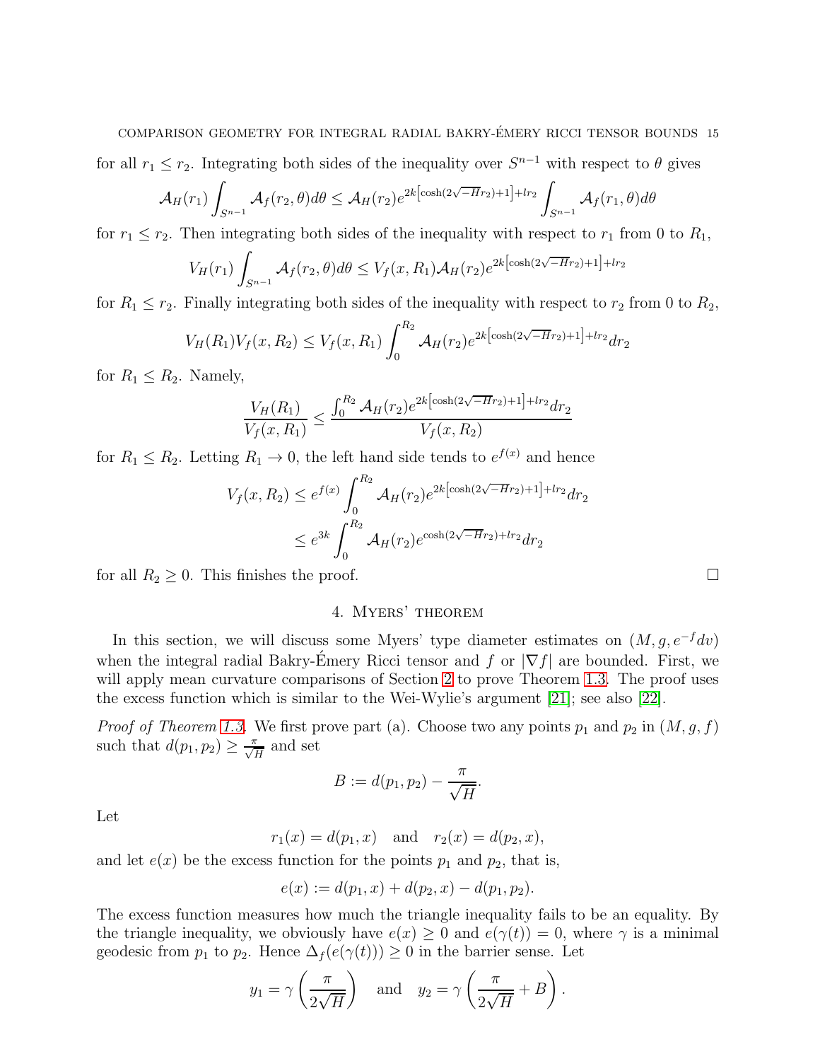for all $r_1 \le r_2$. Integrating both sides of the inequality over $S^{n-1}$ with respect to $\theta$ gives

$$\mathcal{A}_H(r_1)\int_{S^{n-1}}\mathcal{A}_f(r_2,\theta)d\theta \le \mathcal{A}_H(r_2)e^{2k\left[\cosh(2\sqrt{-H}r_2)+1\right]+lr_2}\int_{S^{n-1}}\mathcal{A}_f(r_1,\theta)d\theta$$

for $r_1 \le r_2$. Then integrating both sides of the inequality with respect to $r_1$ from 0 to $R_1$,

$$V_H(r_1)\int_{S^{n-1}}\mathcal{A}_f(r_2,\theta)d\theta \le V_f(x,R_1)\mathcal{A}_H(r_2)e^{2k\left[\cosh(2\sqrt{-H}r_2)+1\right]+lr_2}$$

for $R_1 \le r_2$. Finally integrating both sides of the inequality with respect to $r_2$ from 0 to $R_2$,

$$V_H(R_1)V_f(x,R_2) \le V_f(x,R_1)\int_0^{R_2}\mathcal{A}_H(r_2)e^{2k\left[\cosh(2\sqrt{-H}r_2)+1\right]+lr_2}dr_2$$

for $R_1 \le R_2$. Namely,

$$\frac{V_H(R_1)}{V_f(x,R_1)} \le \frac{\int_0^{R_2}\mathcal{A}_H(r_2)e^{2k\left[\cosh(2\sqrt{-H}r_2)+1\right]+lr_2}dr_2}{V_f(x,R_2)}$$

for $R_1 \le R_2$. Letting $R_1 \to 0$, the left hand side tends to $e^{f(x)}$ and hence

$$\begin{aligned}V_f(x,R_2) &\le e^{f(x)}\int_0^{R_2}\mathcal{A}_H(r_2)e^{2k\left[\cosh(2\sqrt{-H}r_2)+1\right]+lr_2}dr_2\\ &\le e^{3k}\int_0^{R_2}\mathcal{A}_H(r_2)e^{\cosh(2\sqrt{-H}r_2)+lr_2}dr_2\end{aligned}$$

for all $R_2 \ge 0$. This finishes the proof. □

## 4. Myers' theorem

In this section, we will discuss some Myers' type diameter estimates on $(M, g, e^{-f}dv)$ when the integral radial Bakry-Émery Ricci tensor and $f$ or $|\nabla f|$ are bounded. First, we will apply mean curvature comparisons of Section 2 to prove Theorem 1.3. The proof uses the excess function which is similar to the Wei-Wylie's argument [21]; see also [22].

*Proof of Theorem 1.3.* We first prove part (a). Choose two any points $p_1$ and $p_2$ in $(M, g, f)$ such that $d(p_1, p_2) \ge \frac{\pi}{\sqrt{H}}$ and set

$$B := d(p_1,p_2) - \frac{\pi}{\sqrt{H}}.$$

Let

$$r_1(x) = d(p_1,x) \quad \text{and} \quad r_2(x) = d(p_2,x),$$

and let $e(x)$ be the excess function for the points $p_1$ and $p_2$, that is,

$$e(x) := d(p_1,x) + d(p_2,x) - d(p_1,p_2).$$

The excess function measures how much the triangle inequality fails to be an equality. By the triangle inequality, we obviously have $e(x) \ge 0$ and $e(\gamma(t)) = 0$, where $\gamma$ is a minimal geodesic from $p_1$ to $p_2$. Hence $\Delta_f(e(\gamma(t))) \ge 0$ in the barrier sense. Let

$$y_1 = \gamma\left(\frac{\pi}{2\sqrt{H}}\right) \quad \text{and} \quad y_2 = \gamma\left(\frac{\pi}{2\sqrt{H}} + B\right).$$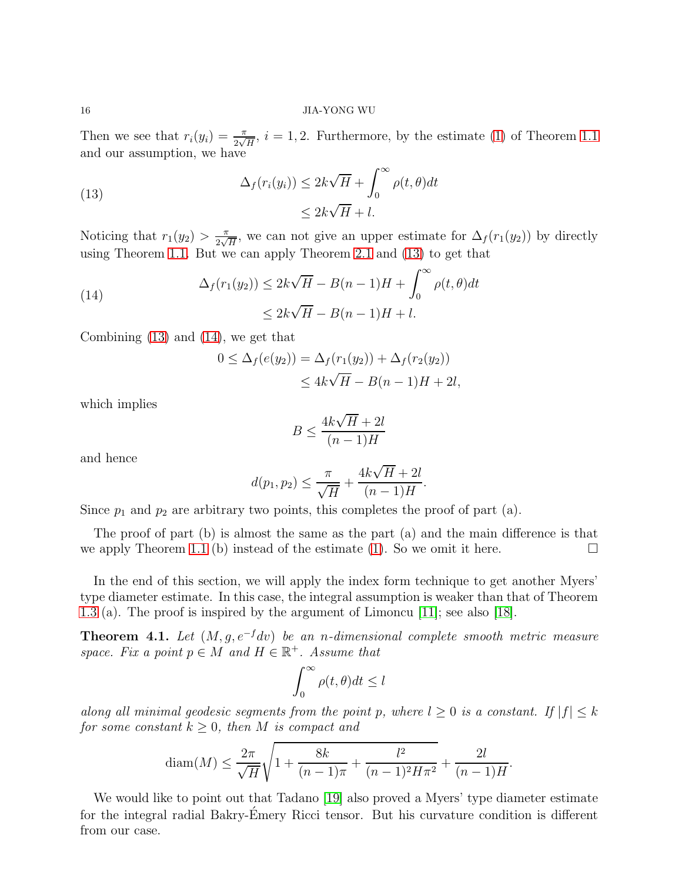Then we see that $r_i(y_i) = \frac{\pi}{2\sqrt{H}}$, $i = 1, 2$. Furthermore, by the estimate (1) of Theorem 1.1 and our assumption, we have

$$
\begin{aligned}
\Delta_f(r_i(y_i)) &\leq 2k\sqrt{H} + \int_0^\infty \rho(t,\theta)dt \\
&\leq 2k\sqrt{H} + l.
\end{aligned} \tag{13}
$$

Noticing that $r_1(y_2) > \frac{\pi}{2\sqrt{H}}$, we can not give an upper estimate for $\Delta_f(r_1(y_2))$ by directly using Theorem 1.1. But we can apply Theorem 2.1 and (13) to get that

$$
\begin{aligned}
\Delta_f(r_1(y_2)) &\leq 2k\sqrt{H} - B(n-1)H + \int_0^\infty \rho(t,\theta)dt \\
&\leq 2k\sqrt{H} - B(n-1)H + l.
\end{aligned} \tag{14}
$$

Combining (13) and (14), we get that

$$
\begin{aligned}
0 \leq \Delta_f(e(y_2)) &= \Delta_f(r_1(y_2)) + \Delta_f(r_2(y_2)) \\
&\leq 4k\sqrt{H} - B(n-1)H + 2l,
\end{aligned}
$$

which implies

$$
B \leq \frac{4k\sqrt{H} + 2l}{(n-1)H}
$$

and hence

$$
d(p_1, p_2) \leq \frac{\pi}{\sqrt{H}} + \frac{4k\sqrt{H} + 2l}{(n-1)H}.
$$

Since $p_1$ and $p_2$ are arbitrary two points, this completes the proof of part (a).

The proof of part (b) is almost the same as the part (a) and the main difference is that we apply Theorem 1.1 (b) instead of the estimate (1). So we omit it here. $\square$

In the end of this section, we will apply the index form technique to get another Myers' type diameter estimate. In this case, the integral assumption is weaker than that of Theorem 1.3 (a). The proof is inspired by the argument of Limoncu [11]; see also [18].

**Theorem 4.1.** *Let $(M, g, e^{-f}dv)$ be an $n$-dimensional complete smooth metric measure space. Fix a point $p \in M$ and $H \in \mathbb{R}^+$. Assume that*

$$
\int_0^\infty \rho(t,\theta)dt \leq l
$$

*along all minimal geodesic segments from the point $p$, where $l \geq 0$ is a constant. If $|f| \leq k$ for some constant $k \geq 0$, then $M$ is compact and*

$$
\operatorname{diam}(M) \leq \frac{2\pi}{\sqrt{H}}\sqrt{1 + \frac{8k}{(n-1)\pi} + \frac{l^2}{(n-1)^2 H\pi^2}} + \frac{2l}{(n-1)H}.
$$

We would like to point out that Tadano [19] also proved a Myers' type diameter estimate for the integral radial Bakry-Émery Ricci tensor. But his curvature condition is different from our case.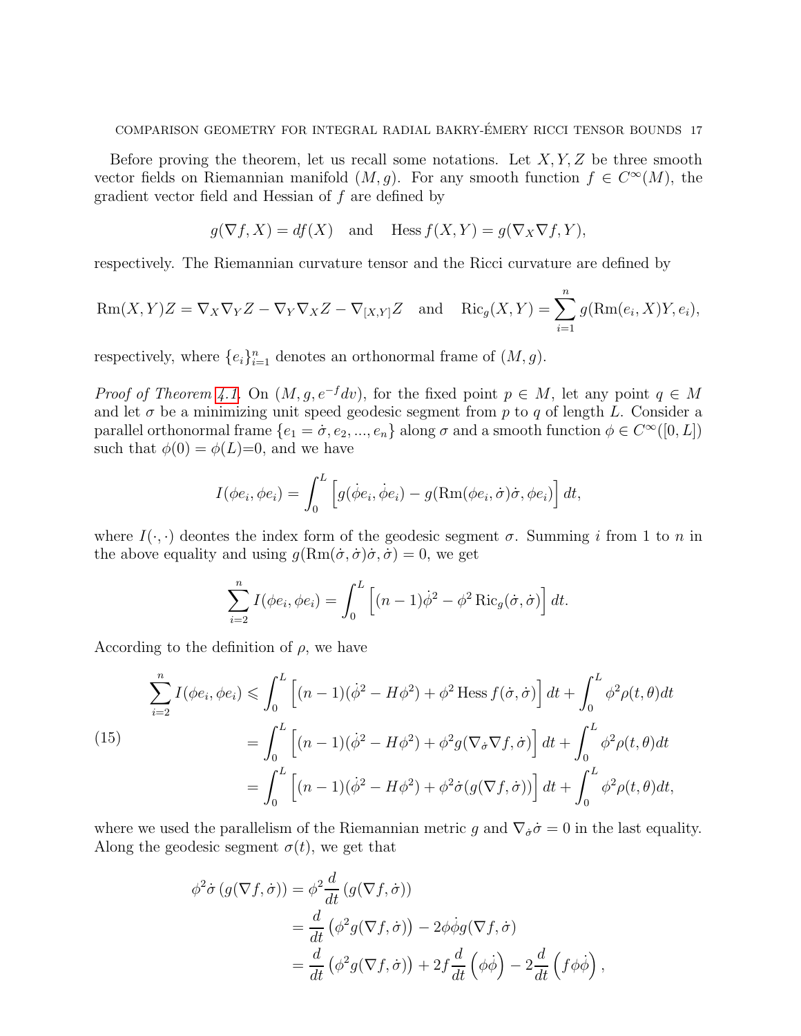Before proving the theorem, let us recall some notations. Let $X, Y, Z$ be three smooth vector fields on Riemannian manifold $(M, g)$. For any smooth function $f \in C^\infty(M)$, the gradient vector field and Hessian of $f$ are defined by

$$g(\nabla f, X) = df(X) \quad \text{and} \quad \operatorname{Hess} f(X, Y) = g(\nabla_X \nabla f, Y),$$

respectively. The Riemannian curvature tensor and the Ricci curvature are defined by

$$\operatorname{Rm}(X, Y)Z = \nabla_X \nabla_Y Z - \nabla_Y \nabla_X Z - \nabla_{[X,Y]} Z \quad \text{and} \quad \operatorname{Ric}_g(X, Y) = \sum_{i=1}^{n} g(\operatorname{Rm}(e_i, X)Y, e_i),$$

respectively, where $\{e_i\}_{i=1}^n$ denotes an orthonormal frame of $(M, g)$.

*Proof of Theorem 4.1.* On $(M, g, e^{-f}dv)$, for the fixed point $p \in M$, let any point $q \in M$ and let $\sigma$ be a minimizing unit speed geodesic segment from $p$ to $q$ of length $L$. Consider a parallel orthonormal frame $\{e_1 = \dot{\sigma}, e_2, ..., e_n\}$ along $\sigma$ and a smooth function $\phi \in C^\infty([0, L])$ such that $\phi(0) = \phi(L)$=0, and we have

$$I(\phi e_i, \phi e_i) = \int_0^L \left[ g(\dot{\phi} e_i, \dot{\phi} e_i) - g(\operatorname{Rm}(\phi e_i, \dot{\sigma})\dot{\sigma}, \phi e_i) \right] dt,$$

where $I(\cdot, \cdot)$ deontes the index form of the geodesic segment $\sigma$. Summing $i$ from 1 to $n$ in the above equality and using $g(\operatorname{Rm}(\dot{\sigma}, \dot{\sigma})\dot{\sigma}, \dot{\sigma}) = 0$, we get

$$\sum_{i=2}^{n} I(\phi e_i, \phi e_i) = \int_0^L \left[ (n-1)\dot{\phi}^2 - \phi^2 \operatorname{Ric}_g(\dot{\sigma}, \dot{\sigma}) \right] dt.$$

According to the definition of $\rho$, we have

$$\begin{aligned}
\sum_{i=2}^{n} I(\phi e_i, \phi e_i) &\leqslant \int_0^L \left[ (n-1)(\dot{\phi}^2 - H\phi^2) + \phi^2 \operatorname{Hess} f(\dot{\sigma}, \dot{\sigma}) \right] dt + \int_0^L \phi^2 \rho(t, \theta) dt \\
&= \int_0^L \left[ (n-1)(\dot{\phi}^2 - H\phi^2) + \phi^2 g(\nabla_{\dot{\sigma}} \nabla f, \dot{\sigma}) \right] dt + \int_0^L \phi^2 \rho(t, \theta) dt \\
&= \int_0^L \left[ (n-1)(\dot{\phi}^2 - H\phi^2) + \phi^2 \dot{\sigma}(g(\nabla f, \dot{\sigma})) \right] dt + \int_0^L \phi^2 \rho(t, \theta) dt,
\end{aligned} \tag{15}$$

where we used the parallelism of the Riemannian metric $g$ and $\nabla_{\dot{\sigma}} \dot{\sigma} = 0$ in the last equality. Along the geodesic segment $\sigma(t)$, we get that

$$\begin{aligned}
\phi^2 \dot{\sigma} \left( g(\nabla f, \dot{\sigma}) \right) &= \phi^2 \frac{d}{dt} \left( g(\nabla f, \dot{\sigma}) \right) \\
&= \frac{d}{dt} \left( \phi^2 g(\nabla f, \dot{\sigma}) \right) - 2\phi \dot{\phi} g(\nabla f, \dot{\sigma}) \\
&= \frac{d}{dt} \left( \phi^2 g(\nabla f, \dot{\sigma}) \right) + 2f \frac{d}{dt} \left( \phi \dot{\phi} \right) - 2 \frac{d}{dt} \left( f \phi \dot{\phi} \right),
\end{aligned}$$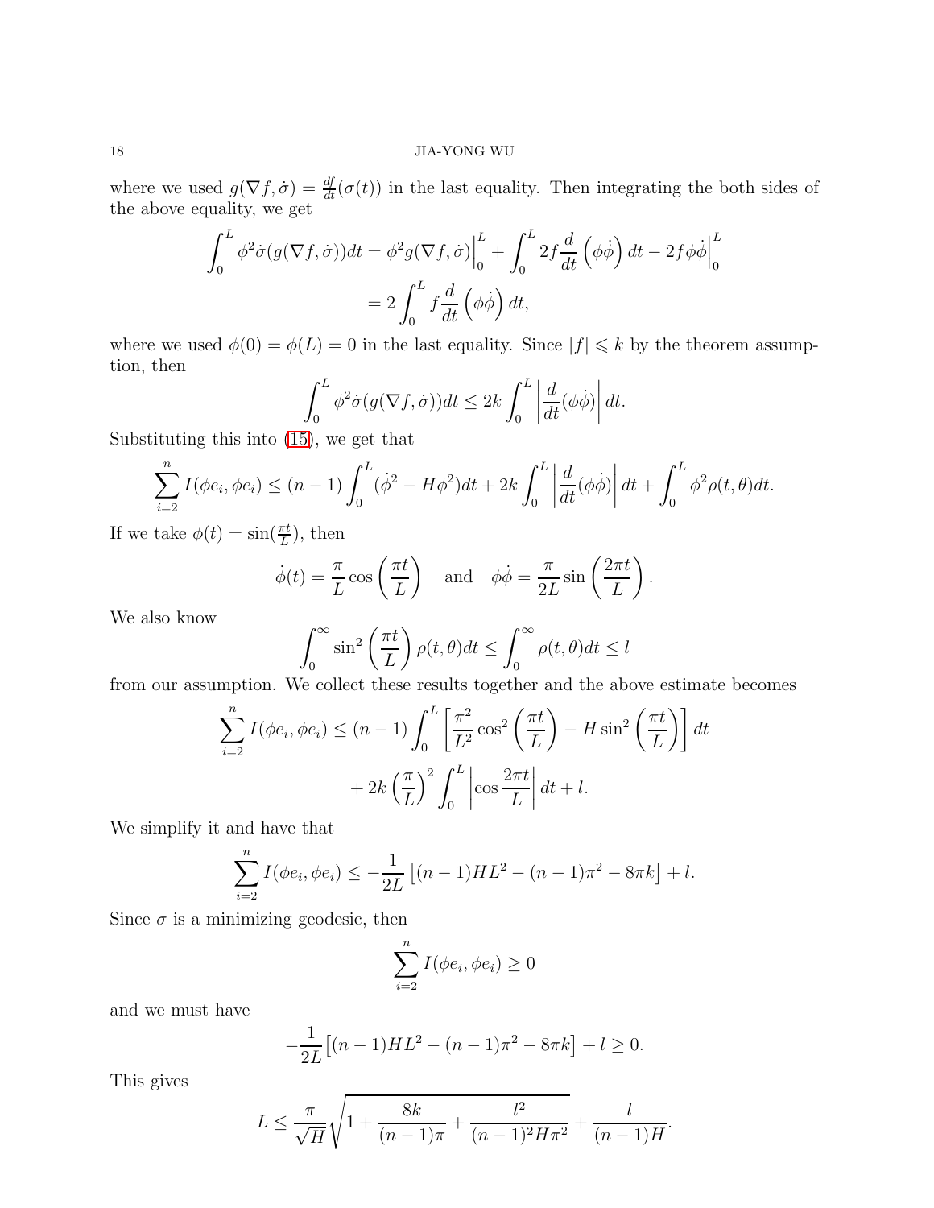where we used $g(\nabla f, \dot{\sigma}) = \frac{df}{dt}(\sigma(t))$ in the last equality. Then integrating the both sides of the above equality, we get

$$\int_0^L \phi^2 \dot{\sigma}(g(\nabla f, \dot{\sigma}))dt = \phi^2 g(\nabla f, \dot{\sigma})\Big|_0^L + \int_0^L 2f \frac{d}{dt}\left(\phi\dot{\phi}\right)dt - 2f\phi\dot{\phi}\Big|_0^L$$
$$= 2\int_0^L f\frac{d}{dt}\left(\phi\dot{\phi}\right)dt,$$

where we used $\phi(0) = \phi(L) = 0$ in the last equality. Since $|f| \leqslant k$ by the theorem assumption, then

$$\int_0^L \phi^2 \dot{\sigma}(g(\nabla f, \dot{\sigma}))dt \leq 2k \int_0^L \left|\frac{d}{dt}(\phi\dot{\phi})\right| dt.$$

Substituting this into (15), we get that

$$\sum_{i=2}^n I(\phi e_i, \phi e_i) \leq (n-1)\int_0^L (\dot{\phi}^2 - H\phi^2)dt + 2k\int_0^L \left|\frac{d}{dt}(\phi\dot{\phi})\right| dt + \int_0^L \phi^2 \rho(t,\theta)dt.$$

If we take $\phi(t) = \sin(\frac{\pi t}{L})$, then

$$\dot{\phi}(t) = \frac{\pi}{L}\cos\left(\frac{\pi t}{L}\right) \quad \text{and} \quad \phi\dot{\phi} = \frac{\pi}{2L}\sin\left(\frac{2\pi t}{L}\right).$$

We also know

$$\int_0^\infty \sin^2\left(\frac{\pi t}{L}\right)\rho(t,\theta)dt \leq \int_0^\infty \rho(t,\theta)dt \leq l$$

from our assumption. We collect these results together and the above estimate becomes

$$\sum_{i=2}^n I(\phi e_i, \phi e_i) \leq (n-1)\int_0^L \left[\frac{\pi^2}{L^2}\cos^2\left(\frac{\pi t}{L}\right) - H\sin^2\left(\frac{\pi t}{L}\right)\right] dt$$
$$+ 2k\left(\frac{\pi}{L}\right)^2 \int_0^L \left|\cos\frac{2\pi t}{L}\right| dt + l.$$

We simplify it and have that

$$\sum_{i=2}^n I(\phi e_i, \phi e_i) \leq -\frac{1}{2L}\left[(n-1)HL^2 - (n-1)\pi^2 - 8\pi k\right] + l.$$

Since $\sigma$ is a minimizing geodesic, then

$$\sum_{i=2}^n I(\phi e_i, \phi e_i) \geq 0$$

and we must have

$$-\frac{1}{2L}\left[(n-1)HL^2 - (n-1)\pi^2 - 8\pi k\right] + l \geq 0.$$

This gives

$$L \leq \frac{\pi}{\sqrt{H}}\sqrt{1 + \frac{8k}{(n-1)\pi} + \frac{l^2}{(n-1)^2 H\pi^2}} + \frac{l}{(n-1)H}.$$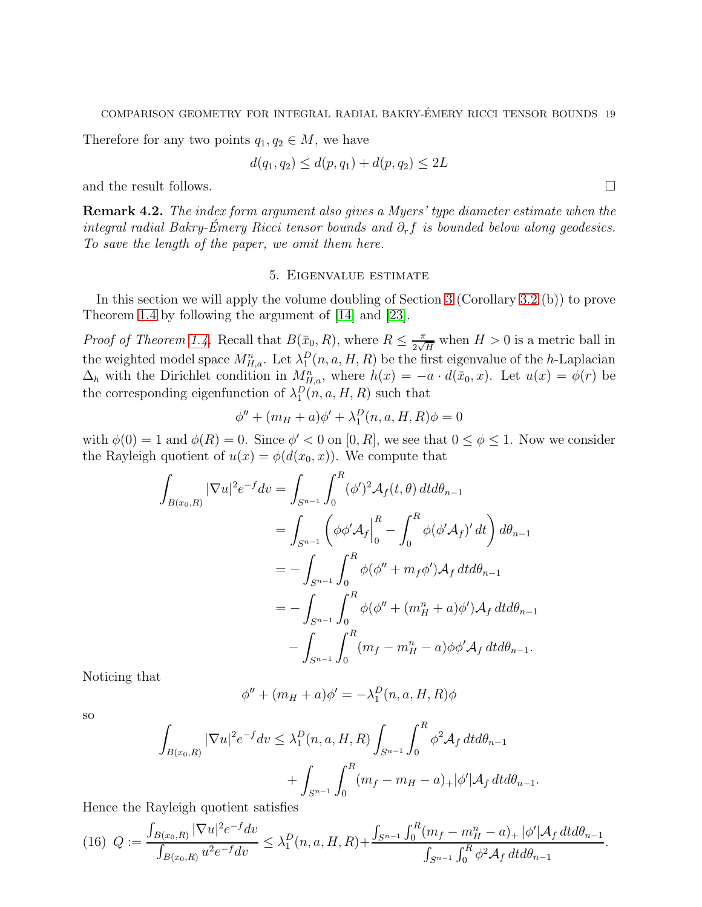Therefore for any two points $q_1, q_2 \in M$, we have

$$d(q_1, q_2) \le d(p, q_1) + d(p, q_2) \le 2L$$

and the result follows. $\square$

**Remark 4.2.** *The index form argument also gives a Myers' type diameter estimate when the integral radial Bakry-Émery Ricci tensor bounds and $\partial_r f$ is bounded below along geodesics. To save the length of the paper, we omit them here.*

## 5. Eigenvalue estimate

In this section we will apply the volume doubling of Section 3 (Corollary 3.2 (b)) to prove Theorem 1.4 by following the argument of [14] and [23].

*Proof of Theorem 1.4.* Recall that $B(\bar{x}_0, R)$, where $R \le \frac{\pi}{2\sqrt{H}}$ when $H > 0$ is a metric ball in the weighted model space $M^n_{H,a}$. Let $\lambda_1^D(n, a, H, R)$ be the first eigenvalue of the $h$-Laplacian $\Delta_h$ with the Dirichlet condition in $M^n_{H,a}$, where $h(x) = -a \cdot d(\bar{x}_0, x)$. Let $u(x) = \phi(r)$ be the corresponding eigenfunction of $\lambda_1^D(n, a, H, R)$ such that

$$\phi'' + (m_H + a)\phi' + \lambda_1^D(n, a, H, R)\phi = 0$$

with $\phi(0) = 1$ and $\phi(R) = 0$. Since $\phi' < 0$ on $[0, R]$, we see that $0 \le \phi \le 1$. Now we consider the Rayleigh quotient of $u(x) = \phi(d(x_0, x))$. We compute that

$$\begin{aligned}
\int_{B(x_0,R)} |\nabla u|^2 e^{-f} dv &= \int_{S^{n-1}} \int_0^R (\phi')^2 \mathcal{A}_f(t,\theta)\, dt d\theta_{n-1} \\
&= \int_{S^{n-1}} \left( \phi\phi'\mathcal{A}_f \Big|_0^R - \int_0^R \phi(\phi'\mathcal{A}_f)'\, dt \right) d\theta_{n-1} \\
&= -\int_{S^{n-1}} \int_0^R \phi(\phi'' + m_f\phi')\mathcal{A}_f\, dt d\theta_{n-1} \\
&= -\int_{S^{n-1}} \int_0^R \phi(\phi'' + (m^n_H + a)\phi')\mathcal{A}_f\, dt d\theta_{n-1} \\
&\quad - \int_{S^{n-1}} \int_0^R (m_f - m^n_H - a)\phi\phi'\mathcal{A}_f\, dt d\theta_{n-1}.
\end{aligned}$$

Noticing that

$$\phi'' + (m_H + a)\phi' = -\lambda_1^D(n, a, H, R)\phi$$

so

$$\begin{aligned}
\int_{B(x_0,R)} |\nabla u|^2 e^{-f} dv \le\ & \lambda_1^D(n, a, H, R) \int_{S^{n-1}} \int_0^R \phi^2 \mathcal{A}_f\, dt d\theta_{n-1} \\
&+ \int_{S^{n-1}} \int_0^R (m_f - m_H - a)_+ |\phi'| \mathcal{A}_f\, dt d\theta_{n-1}.
\end{aligned}$$

Hence the Rayleigh quotient satisfies

$$Q := \frac{\int_{B(x_0,R)} |\nabla u|^2 e^{-f} dv}{\int_{B(x_0,R)} u^2 e^{-f} dv} \le \lambda_1^D(n, a, H, R) + \frac{\int_{S^{n-1}} \int_0^R (m_f - m^n_H - a)_+ |\phi'| \mathcal{A}_f\, dt d\theta_{n-1}}{\int_{S^{n-1}} \int_0^R \phi^2 \mathcal{A}_f\, dt d\theta_{n-1}}. \tag{16}$$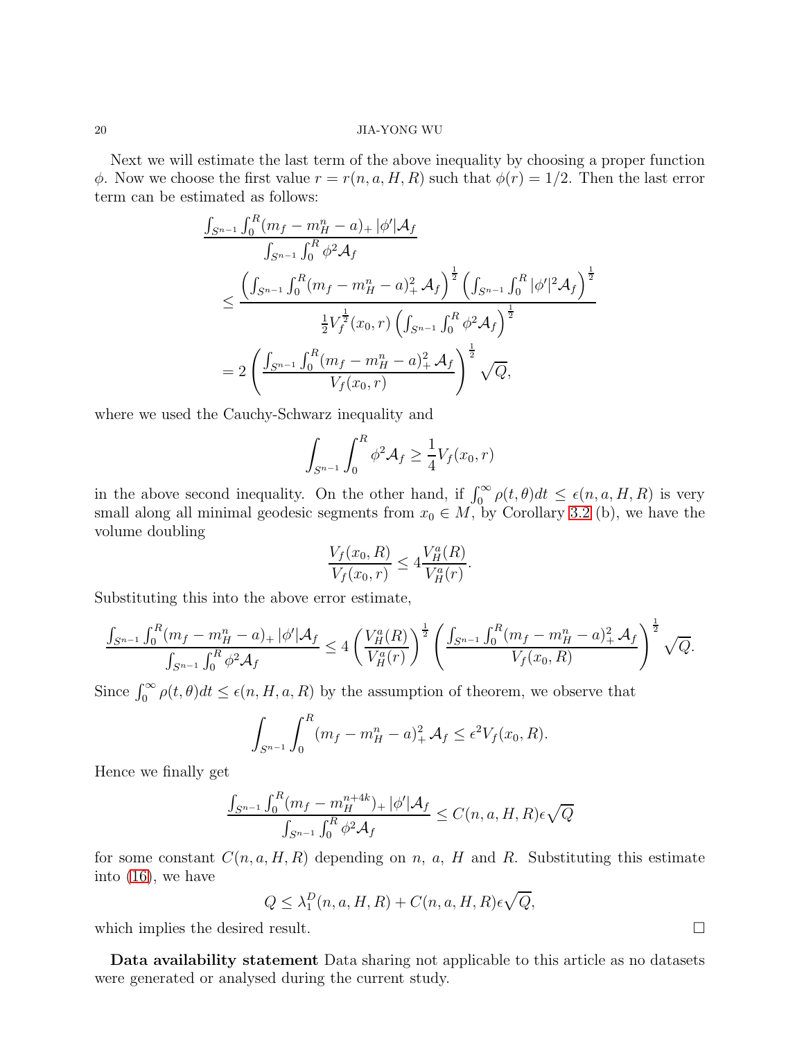Next we will estimate the last term of the above inequality by choosing a proper function $\phi$. Now we choose the first value $r = r(n, a, H, R)$ such that $\phi(r) = 1/2$. Then the last error term can be estimated as follows:

$$
\begin{aligned}
&\frac{\int_{S^{n-1}} \int_0^R (m_f - m_H^n - a)_+ |\phi'| \mathcal{A}_f}{\int_{S^{n-1}} \int_0^R \phi^2 \mathcal{A}_f} \\
&\leq \frac{\left(\int_{S^{n-1}} \int_0^R (m_f - m_H^n - a)_+^2 \mathcal{A}_f\right)^{\frac{1}{2}} \left(\int_{S^{n-1}} \int_0^R |\phi'|^2 \mathcal{A}_f\right)^{\frac{1}{2}}}{\frac{1}{2} V_f^{\frac{1}{2}}(x_0, r) \left(\int_{S^{n-1}} \int_0^R \phi^2 \mathcal{A}_f\right)^{\frac{1}{2}}} \\
&= 2 \left(\frac{\int_{S^{n-1}} \int_0^R (m_f - m_H^n - a)_+^2 \mathcal{A}_f}{V_f(x_0, r)}\right)^{\frac{1}{2}} \sqrt{Q},
\end{aligned}
$$

where we used the Cauchy-Schwarz inequality and

$$
\int_{S^{n-1}} \int_0^R \phi^2 \mathcal{A}_f \geq \frac{1}{4} V_f(x_0, r)
$$

in the above second inequality. On the other hand, if $\int_0^\infty \rho(t, \theta) dt \leq \epsilon(n, a, H, R)$ is very small along all minimal geodesic segments from $x_0 \in M$, by Corollary 3.2 (b), we have the volume doubling

$$
\frac{V_f(x_0, R)}{V_f(x_0, r)} \leq 4 \frac{V_H^a(R)}{V_H^a(r)}.
$$

Substituting this into the above error estimate,

$$
\frac{\int_{S^{n-1}} \int_0^R (m_f - m_H^n - a)_+ |\phi'| \mathcal{A}_f}{\int_{S^{n-1}} \int_0^R \phi^2 \mathcal{A}_f} \leq 4 \left(\frac{V_H^a(R)}{V_H^a(r)}\right)^{\frac{1}{2}} \left(\frac{\int_{S^{n-1}} \int_0^R (m_f - m_H^n - a)_+^2 \mathcal{A}_f}{V_f(x_0, R)}\right)^{\frac{1}{2}} \sqrt{Q}.
$$

Since $\int_0^\infty \rho(t, \theta) dt \leq \epsilon(n, H, a, R)$ by the assumption of theorem, we observe that

$$
\int_{S^{n-1}} \int_0^R (m_f - m_H^n - a)_+^2 \mathcal{A}_f \leq \epsilon^2 V_f(x_0, R).
$$

Hence we finally get

$$
\frac{\int_{S^{n-1}} \int_0^R (m_f - m_H^{n+4k})_+ |\phi'| \mathcal{A}_f}{\int_{S^{n-1}} \int_0^R \phi^2 \mathcal{A}_f} \leq C(n, a, H, R) \epsilon \sqrt{Q}
$$

for some constant $C(n, a, H, R)$ depending on $n$, $a$, $H$ and $R$. Substituting this estimate into (16), we have

$$
Q \leq \lambda_1^D(n, a, H, R) + C(n, a, H, R) \epsilon \sqrt{Q},
$$

which implies the desired result. □

**Data availability statement** Data sharing not applicable to this article as no datasets were generated or analysed during the current study.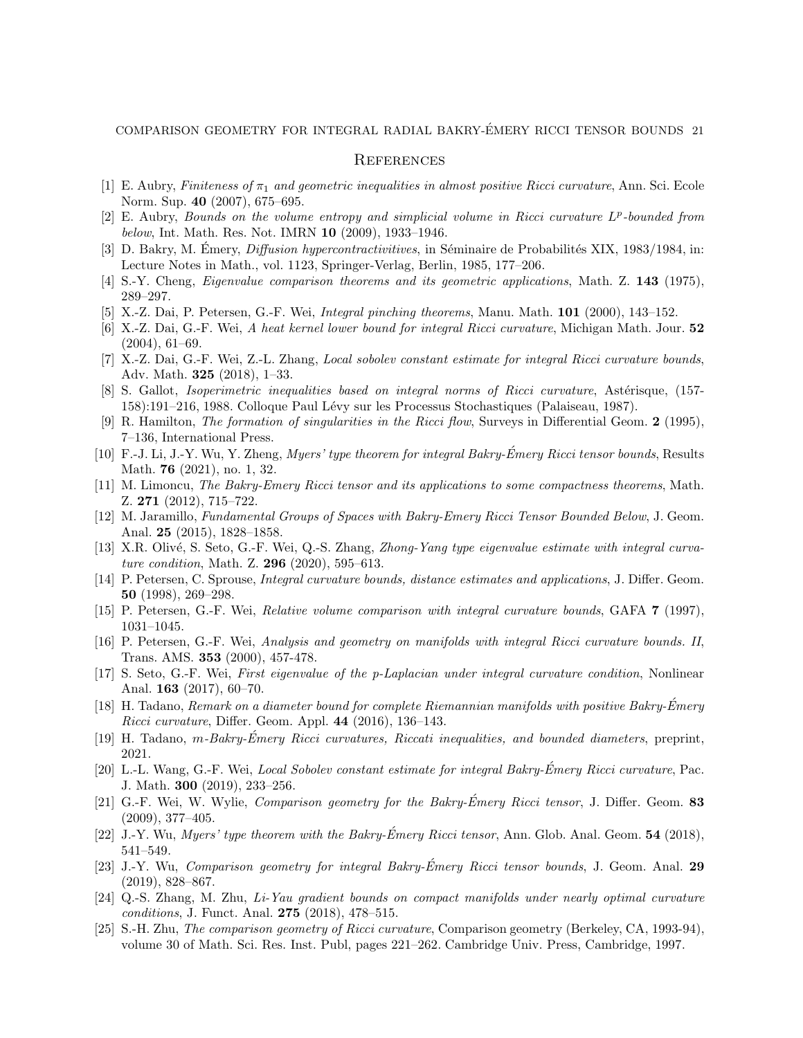## References

[1] E. Aubry, *Finiteness of $\pi_1$ and geometric inequalities in almost positive Ricci curvature*, Ann. Sci. Ecole Norm. Sup. **40** (2007), 675–695.

[2] E. Aubry, *Bounds on the volume entropy and simplicial volume in Ricci curvature $L^p$-bounded from below*, Int. Math. Res. Not. IMRN **10** (2009), 1933–1946.

[3] D. Bakry, M. Émery, *Diffusion hypercontractivitives*, in Séminaire de Probabilités XIX, 1983/1984, in: Lecture Notes in Math., vol. 1123, Springer-Verlag, Berlin, 1985, 177–206.

[4] S.-Y. Cheng, *Eigenvalue comparison theorems and its geometric applications*, Math. Z. **143** (1975), 289–297.

[5] X.-Z. Dai, P. Petersen, G.-F. Wei, *Integral pinching theorems*, Manu. Math. **101** (2000), 143–152.

[6] X.-Z. Dai, G.-F. Wei, *A heat kernel lower bound for integral Ricci curvature*, Michigan Math. Jour. **52** (2004), 61–69.

[7] X.-Z. Dai, G.-F. Wei, Z.-L. Zhang, *Local sobolev constant estimate for integral Ricci curvature bounds*, Adv. Math. **325** (2018), 1–33.

[8] S. Gallot, *Isoperimetric inequalities based on integral norms of Ricci curvature*, Astérisque, (157-158):191–216, 1988. Colloque Paul Lévy sur les Processus Stochastiques (Palaiseau, 1987).

[9] R. Hamilton, *The formation of singularities in the Ricci flow*, Surveys in Differential Geom. **2** (1995), 7–136, International Press.

[10] F.-J. Li, J.-Y. Wu, Y. Zheng, *Myers' type theorem for integral Bakry-Émery Ricci tensor bounds*, Results Math. **76** (2021), no. 1, 32.

[11] M. Limoncu, *The Bakry-Emery Ricci tensor and its applications to some compactness theorems*, Math. Z. **271** (2012), 715–722.

[12] M. Jaramillo, *Fundamental Groups of Spaces with Bakry-Emery Ricci Tensor Bounded Below*, J. Geom. Anal. **25** (2015), 1828–1858.

[13] X.R. Olivé, S. Seto, G.-F. Wei, Q.-S. Zhang, *Zhong-Yang type eigenvalue estimate with integral curvature condition*, Math. Z. **296** (2020), 595–613.

[14] P. Petersen, C. Sprouse, *Integral curvature bounds, distance estimates and applications*, J. Differ. Geom. **50** (1998), 269–298.

[15] P. Petersen, G.-F. Wei, *Relative volume comparison with integral curvature bounds*, GAFA **7** (1997), 1031–1045.

[16] P. Petersen, G.-F. Wei, *Analysis and geometry on manifolds with integral Ricci curvature bounds. II*, Trans. AMS. **353** (2000), 457-478.

[17] S. Seto, G.-F. Wei, *First eigenvalue of the p-Laplacian under integral curvature condition*, Nonlinear Anal. **163** (2017), 60–70.

[18] H. Tadano, *Remark on a diameter bound for complete Riemannian manifolds with positive Bakry-Émery Ricci curvature*, Differ. Geom. Appl. **44** (2016), 136–143.

[19] H. Tadano, *m-Bakry-Émery Ricci curvatures, Riccati inequalities, and bounded diameters*, preprint, 2021.

[20] L.-L. Wang, G.-F. Wei, *Local Sobolev constant estimate for integral Bakry-Émery Ricci curvature*, Pac. J. Math. **300** (2019), 233–256.

[21] G.-F. Wei, W. Wylie, *Comparison geometry for the Bakry-Émery Ricci tensor*, J. Differ. Geom. **83** (2009), 377–405.

[22] J.-Y. Wu, *Myers' type theorem with the Bakry-Émery Ricci tensor*, Ann. Glob. Anal. Geom. **54** (2018), 541–549.

[23] J.-Y. Wu, *Comparison geometry for integral Bakry-Émery Ricci tensor bounds*, J. Geom. Anal. **29** (2019), 828–867.

[24] Q.-S. Zhang, M. Zhu, *Li-Yau gradient bounds on compact manifolds under nearly optimal curvature conditions*, J. Funct. Anal. **275** (2018), 478–515.

[25] S.-H. Zhu, *The comparison geometry of Ricci curvature*, Comparison geometry (Berkeley, CA, 1993-94), volume 30 of Math. Sci. Res. Inst. Publ, pages 221–262. Cambridge Univ. Press, Cambridge, 1997.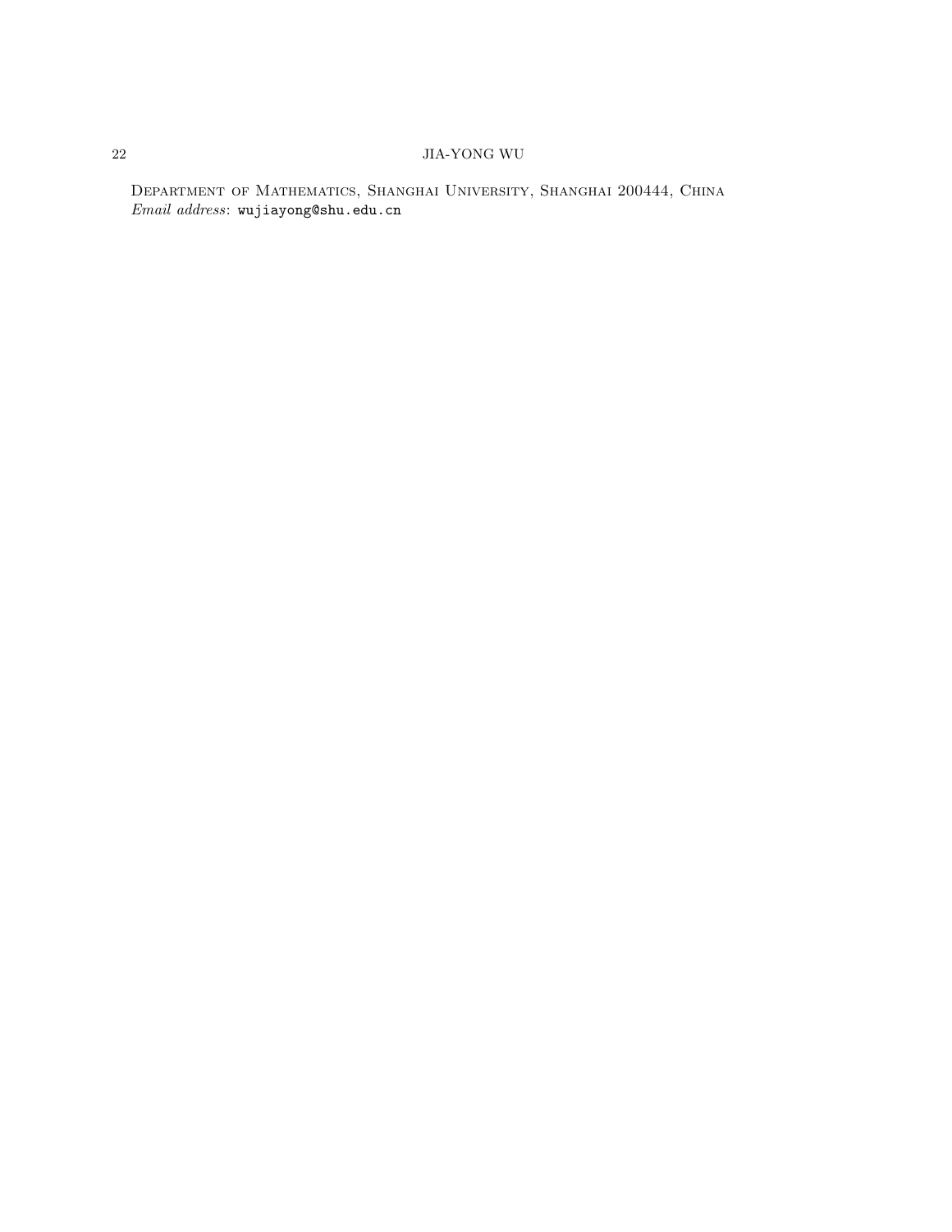Department of Mathematics, Shanghai University, Shanghai 200444, China
*Email address*: wujiayong@shu.edu.cn